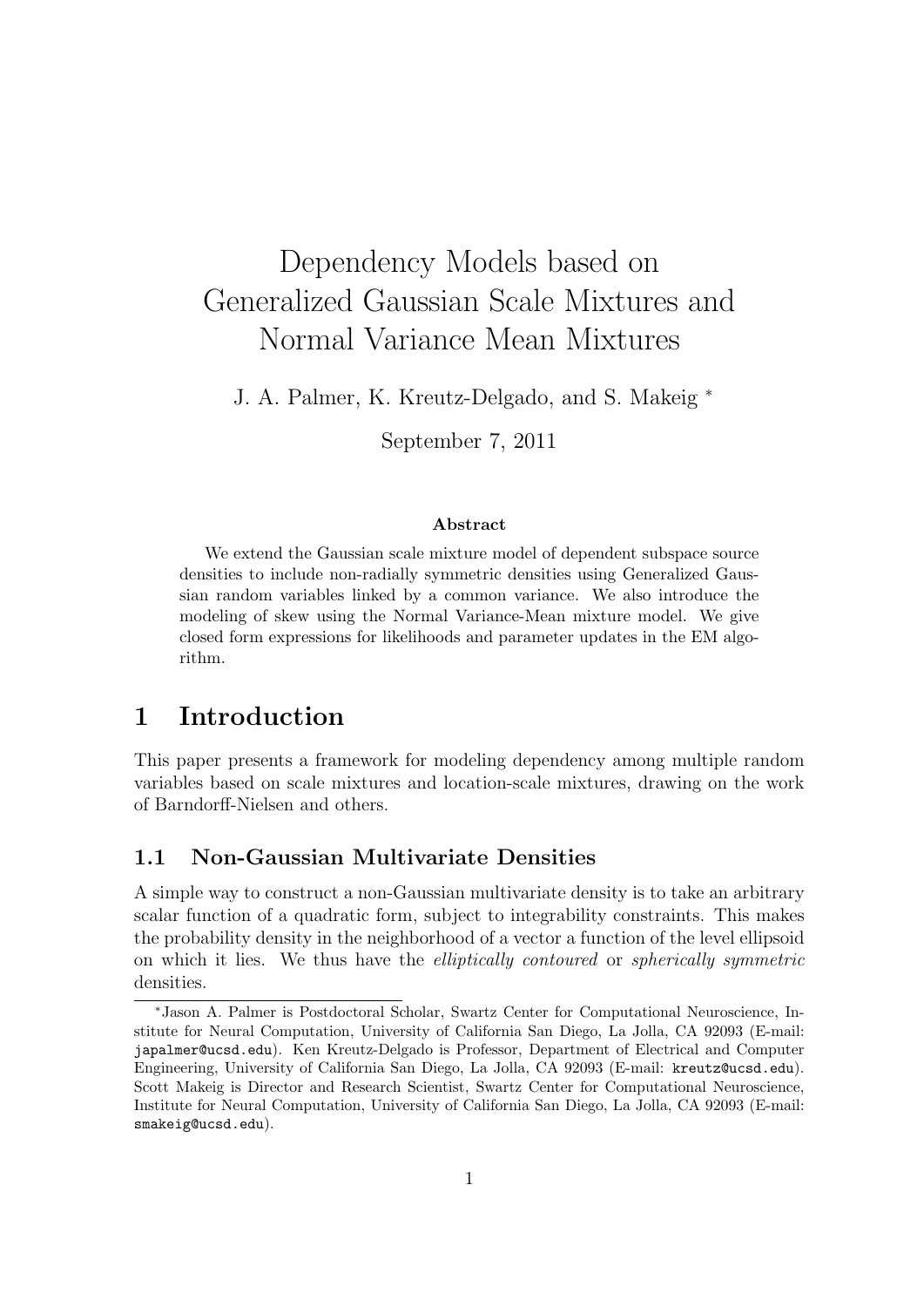# Dependency Models based on Generalized Gaussian Scale Mixtures and Normal Variance Mean Mixtures

J. A. Palmer, K. Kreutz-Delgado, and S. Makeig [*]

September 7, 2011

**Abstract**

We extend the Gaussian scale mixture model of dependent subspace source densities to include non-radially symmetric densities using Generalized Gaussian random variables linked by a common variance. We also introduce the modeling of skew using the Normal Variance-Mean mixture model. We give closed form expressions for likelihoods and parameter updates in the EM algorithm.

## 1 Introduction

This paper presents a framework for modeling dependency among multiple random variables based on scale mixtures and location-scale mixtures, drawing on the work of Barndorff-Nielsen and others.

### 1.1 Non-Gaussian Multivariate Densities

A simple way to construct a non-Gaussian multivariate density is to take an arbitrary scalar function of a quadratic form, subject to integrability constraints. This makes the probability density in the neighborhood of a vector a function of the level ellipsoid on which it lies. We thus have the *elliptically contoured* or *spherically symmetric* densities.

---

[*] Jason A. Palmer is Postdoctoral Scholar, Swartz Center for Computational Neuroscience, Institute for Neural Computation, University of California San Diego, La Jolla, CA 92093 (E-mail: japalmer@ucsd.edu). Ken Kreutz-Delgado is Professor, Department of Electrical and Computer Engineering, University of California San Diego, La Jolla, CA 92093 (E-mail: kreutz@ucsd.edu). Scott Makeig is Director and Research Scientist, Swartz Center for Computational Neuroscience, Institute for Neural Computation, University of California San Diego, La Jolla, CA 92093 (E-mail: smakeig@ucsd.edu).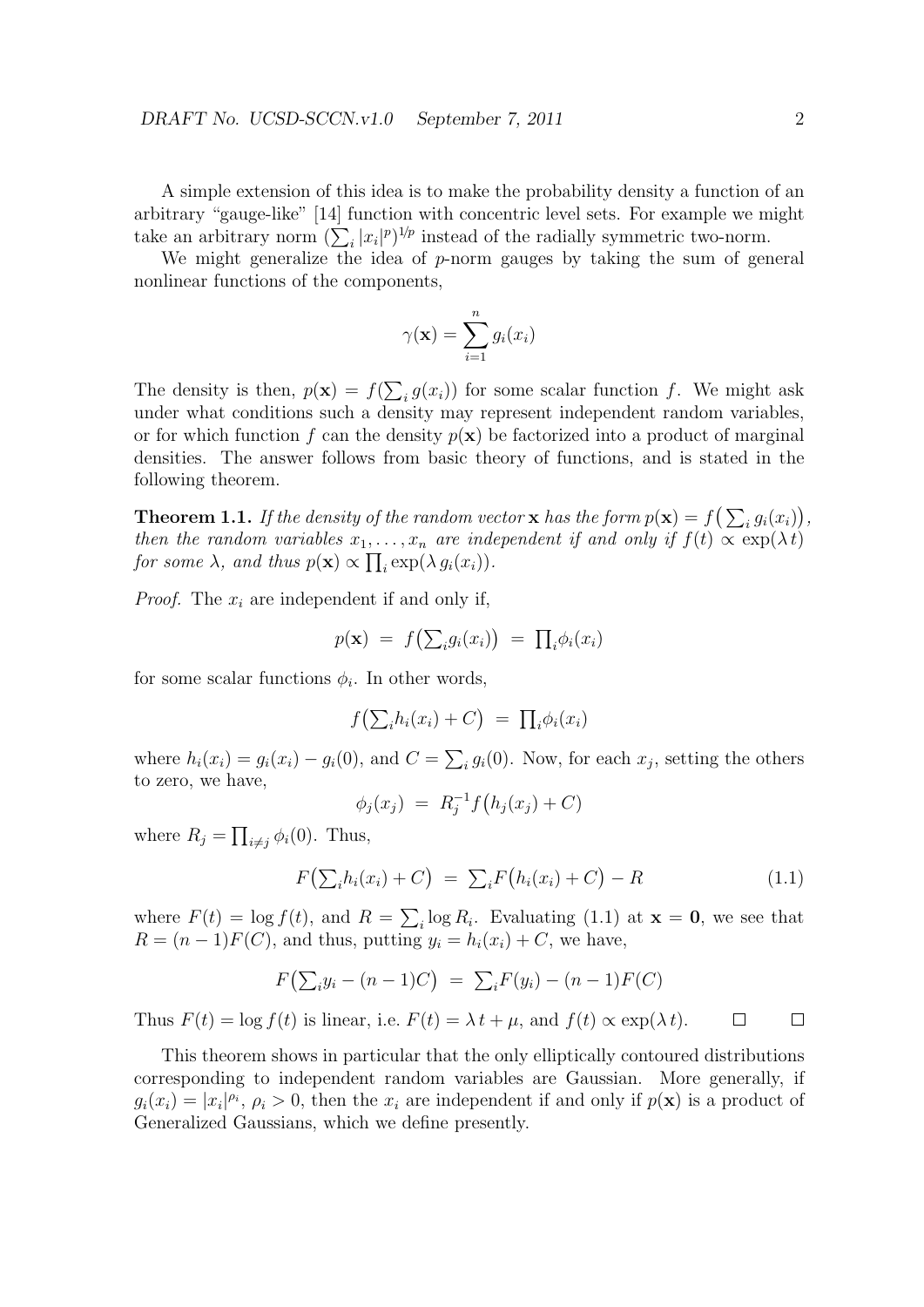A simple extension of this idea is to make the probability density a function of an arbitrary "gauge-like" [14] function with concentric level sets. For example we might take an arbitrary norm $(\sum_i |x_i|^p)^{1/p}$ instead of the radially symmetric two-norm.

We might generalize the idea of $p$-norm gauges by taking the sum of general nonlinear functions of the components,

$$\gamma(\mathbf{x}) = \sum_{i=1}^{n} g_i(x_i)$$

The density is then, $p(\mathbf{x}) = f(\sum_i g(x_i))$ for some scalar function $f$. We might ask under what conditions such a density may represent independent random variables, or for which function $f$ can the density $p(\mathbf{x})$ be factorized into a product of marginal densities. The answer follows from basic theory of functions, and is stated in the following theorem.

**Theorem 1.1.** *If the density of the random vector* $\mathbf{x}$ *has the form* $p(\mathbf{x}) = f\big(\sum_i g_i(x_i)\big)$*, then the random variables* $x_1, \ldots, x_n$ *are independent if and only if* $f(t) \propto \exp(\lambda\, t)$ *for some* $\lambda$*, and thus* $p(\mathbf{x}) \propto \prod_i \exp(\lambda\, g_i(x_i))$*.*

*Proof.* The $x_i$ are independent if and only if,

$$p(\mathbf{x}) \;=\; f\big(\textstyle\sum_i g_i(x_i)\big) \;=\; \textstyle\prod_i \phi_i(x_i)$$

for some scalar functions $\phi_i$. In other words,

$$f\big(\textstyle\sum_i h_i(x_i) + C\big) \;=\; \textstyle\prod_i \phi_i(x_i)$$

where $h_i(x_i) = g_i(x_i) - g_i(0)$, and $C = \sum_i g_i(0)$. Now, for each $x_j$, setting the others to zero, we have,

$$\phi_j(x_j) \;=\; R_j^{-1} f\big(h_j(x_j) + C\big)$$

where $R_j = \prod_{i \neq j} \phi_i(0)$. Thus,

$$F\big(\textstyle\sum_i h_i(x_i) + C\big) \;=\; \textstyle\sum_i F\big(h_i(x_i) + C\big) - R \tag{1.1}$$

where $F(t) = \log f(t)$, and $R = \sum_i \log R_i$. Evaluating (1.1) at $\mathbf{x} = \mathbf{0}$, we see that $R = (n-1)F(C)$, and thus, putting $y_i = h_i(x_i) + C$, we have,

$$F\big(\textstyle\sum_i y_i - (n-1)C\big) \;=\; \textstyle\sum_i F(y_i) - (n-1)F(C)$$

Thus $F(t) = \log f(t)$ is linear, i.e. $F(t) = \lambda\, t + \mu$, and $f(t) \propto \exp(\lambda\, t)$. $\square$ $\square$

This theorem shows in particular that the only elliptically contoured distributions corresponding to independent random variables are Gaussian. More generally, if $g_i(x_i) = |x_i|^{\rho_i}$, $\rho_i > 0$, then the $x_i$ are independent if and only if $p(\mathbf{x})$ is a product of Generalized Gaussians, which we define presently.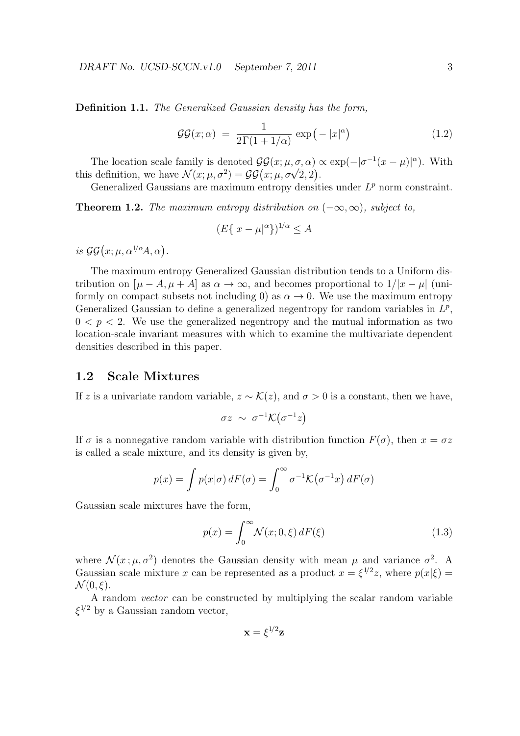**Definition 1.1.** *The Generalized Gaussian density has the form,*

$$\mathcal{GG}(x;\alpha) \;=\; \frac{1}{2\Gamma(1+1/\alpha)}\,\exp\big(-|x|^{\alpha}\big) \tag{1.2}$$

The location scale family is denoted $\mathcal{GG}(x;\mu,\sigma,\alpha) \propto \exp(-|\sigma^{-1}(x-\mu)|^{\alpha})$. With this definition, we have $\mathcal{N}(x;\mu,\sigma^2) = \mathcal{GG}\big(x;\mu,\sigma\sqrt{2},2\big)$.

Generalized Gaussians are maximum entropy densities under $L^p$ norm constraint.

**Theorem 1.2.** *The maximum entropy distribution on $(-\infty,\infty)$, subject to,*

$$(E\{|x-\mu|^{\alpha}\})^{1/\alpha} \leq A$$

*is* $\mathcal{GG}\big(x;\mu,\alpha^{1/\alpha}A,\alpha\big)$.

The maximum entropy Generalized Gaussian distribution tends to a Uniform distribution on $[\mu - A, \mu + A]$ as $\alpha \to \infty$, and becomes proportional to $1/|x-\mu|$ (uniformly on compact subsets not including 0) as $\alpha \to 0$. We use the maximum entropy Generalized Gaussian to define a generalized negentropy for random variables in $L^p$, $0 < p < 2$. We use the generalized negentropy and the mutual information as two location-scale invariant measures with which to examine the multivariate dependent densities described in this paper.

## 1.2 Scale Mixtures

If $z$ is a univariate random variable, $z \sim \mathcal{K}(z)$, and $\sigma > 0$ is a constant, then we have,

$$\sigma z \;\sim\; \sigma^{-1}\mathcal{K}\big(\sigma^{-1}z\big)$$

If $\sigma$ is a nonnegative random variable with distribution function $F(\sigma)$, then $x = \sigma z$ is called a scale mixture, and its density is given by,

$$p(x) = \int p(x|\sigma)\,dF(\sigma) = \int_0^{\infty} \sigma^{-1}\mathcal{K}\big(\sigma^{-1}x\big)\,dF(\sigma)$$

Gaussian scale mixtures have the form,

$$p(x) = \int_0^{\infty} \mathcal{N}(x;0,\xi)\,dF(\xi) \tag{1.3}$$

where $\mathcal{N}(x\,;\mu,\sigma^2)$ denotes the Gaussian density with mean $\mu$ and variance $\sigma^2$. A Gaussian scale mixture $x$ can be represented as a product $x = \xi^{1/2}z$, where $p(x|\xi) = \mathcal{N}(0,\xi)$.

A random *vector* can be constructed by multiplying the scalar random variable $\xi^{1/2}$ by a Gaussian random vector,

$$\mathbf{x} = \xi^{1/2}\mathbf{z}$$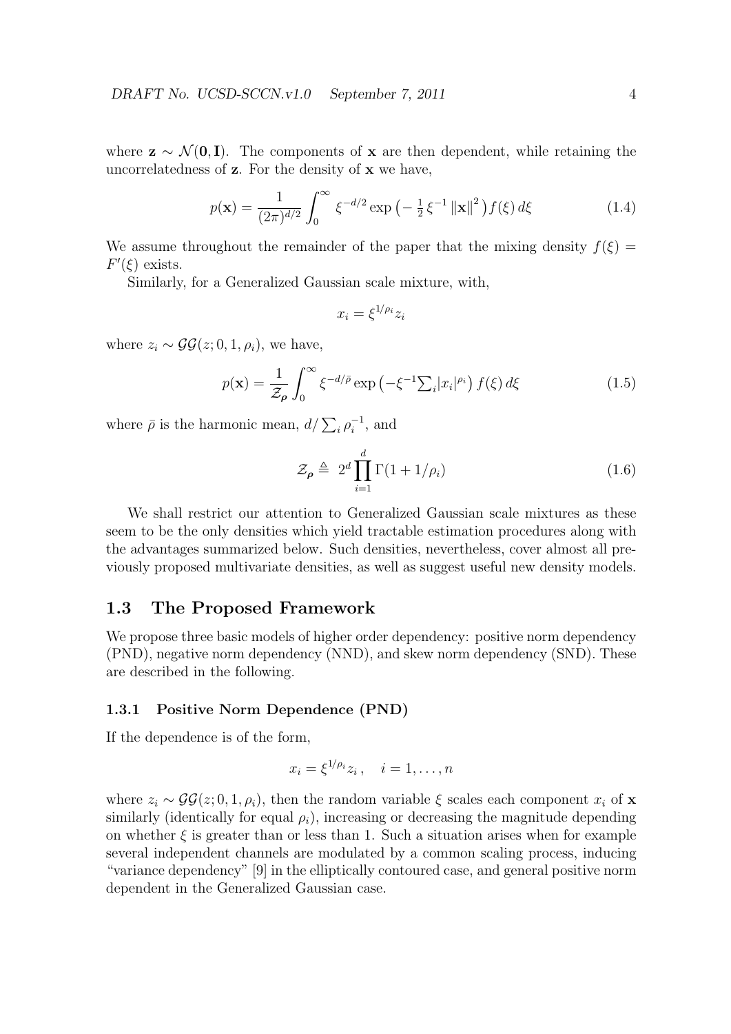where $\mathbf{z} \sim \mathcal{N}(\mathbf{0}, \mathbf{I})$. The components of $\mathbf{x}$ are then dependent, while retaining the uncorrelatedness of $\mathbf{z}$. For the density of $\mathbf{x}$ we have,

$$p(\mathbf{x}) = \frac{1}{(2\pi)^{d/2}} \int_0^\infty \xi^{-d/2} \exp\big(-\tfrac{1}{2}\,\xi^{-1}\,\|\mathbf{x}\|^2\big) f(\xi)\, d\xi \tag{1.4}$$

We assume throughout the remainder of the paper that the mixing density $f(\xi) = F'(\xi)$ exists.

Similarly, for a Generalized Gaussian scale mixture, with,

$$x_i = \xi^{1/\rho_i} z_i$$

where $z_i \sim \mathcal{GG}(z; 0, 1, \rho_i)$, we have,

$$p(\mathbf{x}) = \frac{1}{\mathcal{Z}_{\boldsymbol{\rho}}} \int_0^\infty \xi^{-d/\bar{\rho}} \exp\left(-\xi^{-1} \textstyle\sum_i |x_i|^{\rho_i}\right) f(\xi)\, d\xi \tag{1.5}$$

where $\bar{\rho}$ is the harmonic mean, $d/\sum_i \rho_i^{-1}$, and

$$\mathcal{Z}_{\boldsymbol{\rho}} \triangleq\; 2^d \prod_{i=1}^{d} \Gamma(1 + 1/\rho_i) \tag{1.6}$$

We shall restrict our attention to Generalized Gaussian scale mixtures as these seem to be the only densities which yield tractable estimation procedures along with the advantages summarized below. Such densities, nevertheless, cover almost all previously proposed multivariate densities, as well as suggest useful new density models.

## 1.3 The Proposed Framework

We propose three basic models of higher order dependency: positive norm dependency (PND), negative norm dependency (NND), and skew norm dependency (SND). These are described in the following.

### 1.3.1 Positive Norm Dependence (PND)

If the dependence is of the form,

$$x_i = \xi^{1/\rho_i} z_i\,, \quad i = 1, \ldots, n$$

where $z_i \sim \mathcal{GG}(z; 0, 1, \rho_i)$, then the random variable $\xi$ scales each component $x_i$ of $\mathbf{x}$ similarly (identically for equal $\rho_i$), increasing or decreasing the magnitude depending on whether $\xi$ is greater than or less than 1. Such a situation arises when for example several independent channels are modulated by a common scaling process, inducing "variance dependency" [9] in the elliptically contoured case, and general positive norm dependent in the Generalized Gaussian case.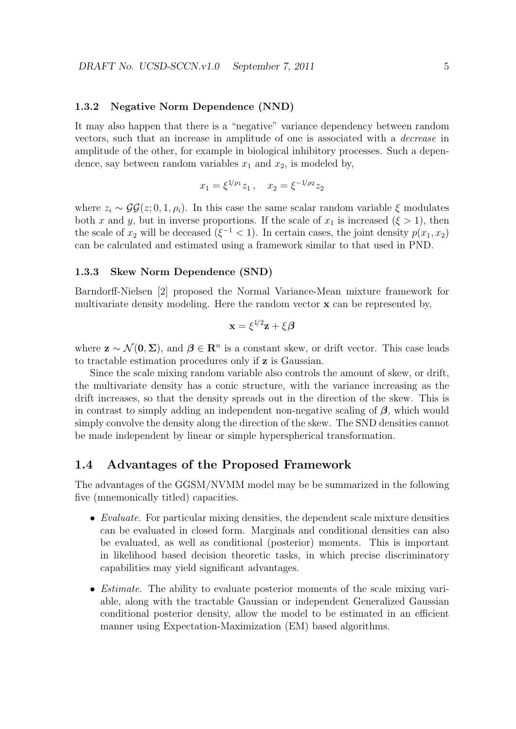### 1.3.2 Negative Norm Dependence (NND)

It may also happen that there is a "negative" variance dependency between random vectors, such that an increase in amplitude of one is associated with a *decrease* in amplitude of the other, for example in biological inhibitory processes. Such a dependence, say between random variables $x_1$ and $x_2$, is modeled by,

$$x_1 = \xi^{1/\rho_1} z_1 \,, \quad x_2 = \xi^{-1/\rho_2} z_2$$

where $z_i \sim \mathcal{GG}(z; 0, 1, \rho_i)$. In this case the same scalar random variable $\xi$ modulates both $x$ and $y$, but in inverse proportions. If the scale of $x_1$ is increased ($\xi > 1$), then the scale of $x_2$ will be deceased ($\xi^{-1} < 1$). In certain cases, the joint density $p(x_1, x_2)$ can be calculated and estimated using a framework similar to that used in PND.

### 1.3.3 Skew Norm Dependence (SND)

Barndorff-Nielsen [2] proposed the Normal Variance-Mean mixture framework for multivariate density modeling. Here the random vector $\mathbf{x}$ can be represented by,

$$\mathbf{x} = \xi^{1/2}\mathbf{z} + \xi\boldsymbol{\beta}$$

where $\mathbf{z} \sim \mathcal{N}(\mathbf{0}, \boldsymbol{\Sigma})$, and $\boldsymbol{\beta} \in \mathbf{R}^n$ is a constant skew, or drift vector. This case leads to tractable estimation procedures only if $\mathbf{z}$ is Gaussian.

Since the scale mixing random variable also controls the amount of skew, or drift, the multivariate density has a conic structure, with the variance increasing as the drift increases, so that the density spreads out in the direction of the skew. This is in contrast to simply adding an independent non-negative scaling of $\boldsymbol{\beta}$, which would simply convolve the density along the direction of the skew. The SND densities cannot be made independent by linear or simple hyperspherical transformation.

## 1.4 Advantages of the Proposed Framework

The advantages of the GGSM/NVMM model may be be summarized in the following five (mnemonically titled) capacities.

- *Evaluate.* For particular mixing densities, the dependent scale mixture densities can be evaluated in closed form. Marginals and conditional densities can also be evaluated, as well as conditional (posterior) moments. This is important in likelihood based decision theoretic tasks, in which precise discriminatory capabilities may yield significant advantages.
- *Estimate.* The ability to evaluate posterior moments of the scale mixing variable, along with the tractable Gaussian or independent Generalized Gaussian conditional posterior density, allow the model to be estimated in an efficient manner using Expectation-Maximization (EM) based algorithms.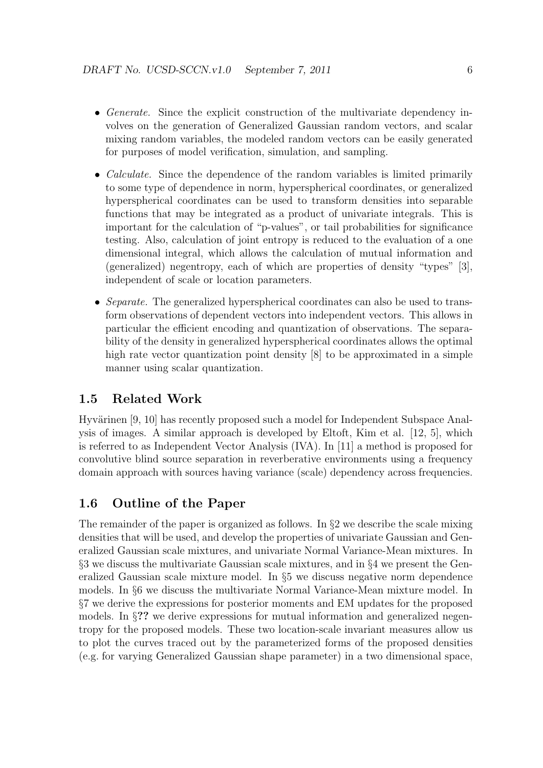- *Generate.* Since the explicit construction of the multivariate dependency involves on the generation of Generalized Gaussian random vectors, and scalar mixing random variables, the modeled random vectors can be easily generated for purposes of model verification, simulation, and sampling.

- *Calculate.* Since the dependence of the random variables is limited primarily to some type of dependence in norm, hyperspherical coordinates, or generalized hyperspherical coordinates can be used to transform densities into separable functions that may be integrated as a product of univariate integrals. This is important for the calculation of "p-values", or tail probabilities for significance testing. Also, calculation of joint entropy is reduced to the evaluation of a one dimensional integral, which allows the calculation of mutual information and (generalized) negentropy, each of which are properties of density "types" [3], independent of scale or location parameters.

- *Separate.* The generalized hyperspherical coordinates can also be used to transform observations of dependent vectors into independent vectors. This allows in particular the efficient encoding and quantization of observations. The separability of the density in generalized hyperspherical coordinates allows the optimal high rate vector quantization point density [8] to be approximated in a simple manner using scalar quantization.

## 1.5 Related Work

Hyvärinen [9, 10] has recently proposed such a model for Independent Subspace Analysis of images. A similar approach is developed by Eltoft, Kim et al. [12, 5], which is referred to as Independent Vector Analysis (IVA). In [11] a method is proposed for convolutive blind source separation in reverberative environments using a frequency domain approach with sources having variance (scale) dependency across frequencies.

## 1.6 Outline of the Paper

The remainder of the paper is organized as follows. In §2 we describe the scale mixing densities that will be used, and develop the properties of univariate Gaussian and Generalized Gaussian scale mixtures, and univariate Normal Variance-Mean mixtures. In §3 we discuss the multivariate Gaussian scale mixtures, and in §4 we present the Generalized Gaussian scale mixture model. In §5 we discuss negative norm dependence models. In §6 we discuss the multivariate Normal Variance-Mean mixture model. In §7 we derive the expressions for posterior moments and EM updates for the proposed models. In §**??** we derive expressions for mutual information and generalized negentropy for the proposed models. These two location-scale invariant measures allow us to plot the curves traced out by the parameterized forms of the proposed densities (e.g. for varying Generalized Gaussian shape parameter) in a two dimensional space,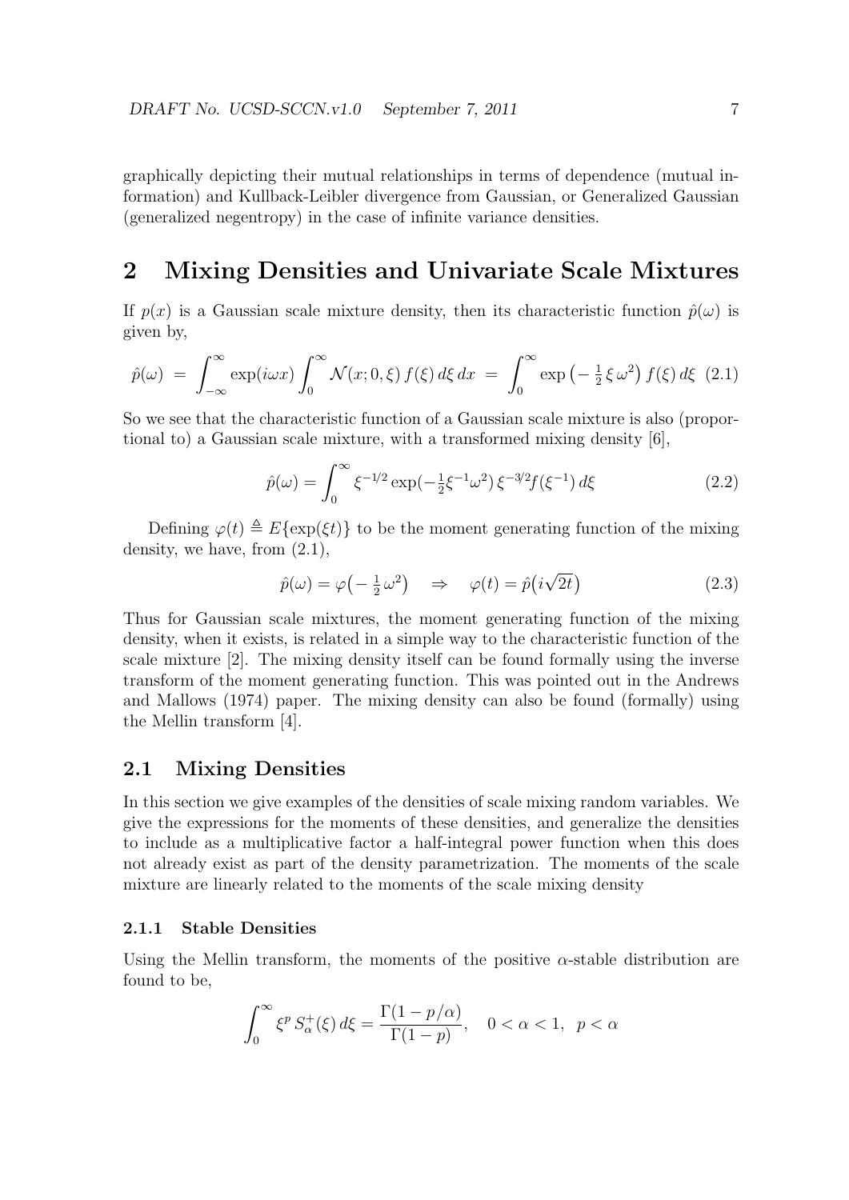graphically depicting their mutual relationships in terms of dependence (mutual information) and Kullback-Leibler divergence from Gaussian, or Generalized Gaussian (generalized negentropy) in the case of infinite variance densities.

## 2 Mixing Densities and Univariate Scale Mixtures

If $p(x)$ is a Gaussian scale mixture density, then its characteristic function $\hat{p}(\omega)$ is given by,

$$\hat{p}(\omega) \;=\; \int_{-\infty}^{\infty} \exp(i\omega x) \int_0^{\infty} \mathcal{N}(x; 0, \xi)\, f(\xi)\, d\xi\, dx \;=\; \int_0^{\infty} \exp\left(-\tfrac{1}{2}\,\xi\,\omega^2\right) f(\xi)\, d\xi \quad (2.1)$$

So we see that the characteristic function of a Gaussian scale mixture is also (proportional to) a Gaussian scale mixture, with a transformed mixing density [6],

$$\hat{p}(\omega) = \int_0^{\infty} \xi^{-1/2} \exp(-\tfrac{1}{2}\xi^{-1}\omega^2)\, \xi^{-3/2} f(\xi^{-1})\, d\xi \quad (2.2)$$

Defining $\varphi(t) \triangleq E\{\exp(\xi t)\}$ to be the moment generating function of the mixing density, we have, from (2.1),

$$\hat{p}(\omega) = \varphi\left(-\tfrac{1}{2}\,\omega^2\right) \quad \Rightarrow \quad \varphi(t) = \hat{p}\left(i\sqrt{2t}\right) \quad (2.3)$$

Thus for Gaussian scale mixtures, the moment generating function of the mixing density, when it exists, is related in a simple way to the characteristic function of the scale mixture [2]. The mixing density itself can be found formally using the inverse transform of the moment generating function. This was pointed out in the Andrews and Mallows (1974) paper. The mixing density can also be found (formally) using the Mellin transform [4].

### 2.1 Mixing Densities

In this section we give examples of the densities of scale mixing random variables. We give the expressions for the moments of these densities, and generalize the densities to include as a multiplicative factor a half-integral power function when this does not already exist as part of the density parametrization. The moments of the scale mixture are linearly related to the moments of the scale mixing density

#### 2.1.1 Stable Densities

Using the Mellin transform, the moments of the positive $\alpha$-stable distribution are found to be,

$$\int_0^{\infty} \xi^p\, S_\alpha^+(\xi)\, d\xi = \frac{\Gamma(1 - p/\alpha)}{\Gamma(1 - p)}, \quad 0 < \alpha < 1, \;\; p < \alpha$$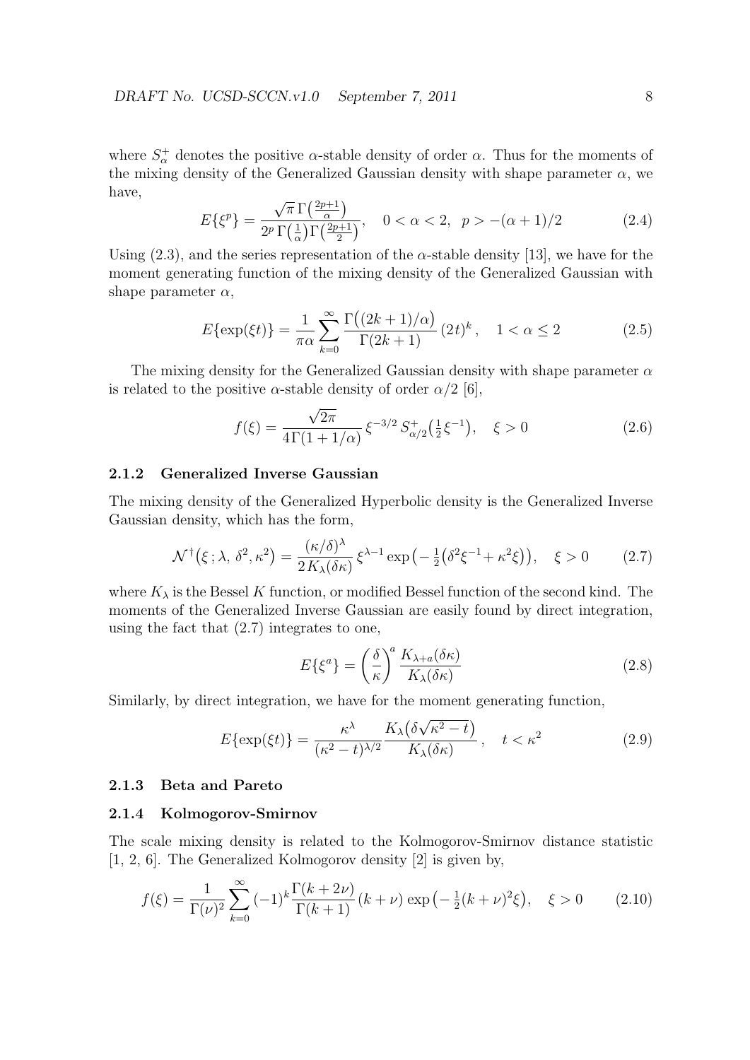where $S^+_\alpha$ denotes the positive $\alpha$-stable density of order $\alpha$. Thus for the moments of the mixing density of the Generalized Gaussian density with shape parameter $\alpha$, we have,

$$E\{\xi^p\} = \frac{\sqrt{\pi}\,\Gamma\big(\frac{2p+1}{\alpha}\big)}{2^p\,\Gamma\big(\frac{1}{\alpha}\big)\Gamma\big(\frac{2p+1}{2}\big)}, \quad 0 < \alpha < 2, \;\; p > -(\alpha+1)/2 \tag{2.4}$$

Using (2.3), and the series representation of the $\alpha$-stable density [13], we have for the moment generating function of the mixing density of the Generalized Gaussian with shape parameter $\alpha$,

$$E\{\exp(\xi t)\} = \frac{1}{\pi\alpha}\sum_{k=0}^{\infty}\frac{\Gamma\big((2k+1)/\alpha\big)}{\Gamma(2k+1)}\,(2t)^k\,, \quad 1 < \alpha \le 2 \tag{2.5}$$

The mixing density for the Generalized Gaussian density with shape parameter $\alpha$ is related to the positive $\alpha$-stable density of order $\alpha/2$ [6],

$$f(\xi) = \frac{\sqrt{2\pi}}{4\Gamma(1+1/\alpha)}\,\xi^{-3/2}\,S^+_{\alpha/2}\big(\tfrac{1}{2}\xi^{-1}\big), \quad \xi > 0 \tag{2.6}$$

### 2.1.2 Generalized Inverse Gaussian

The mixing density of the Generalized Hyperbolic density is the Generalized Inverse Gaussian density, which has the form,

$$\mathcal{N}^\dagger\big(\xi\,;\lambda,\,\delta^2,\kappa^2\big) = \frac{(\kappa/\delta)^\lambda}{2\,K_\lambda(\delta\kappa)}\,\xi^{\lambda-1}\exp\big(-\tfrac{1}{2}\big(\delta^2\xi^{-1}+\kappa^2\xi\big)\big), \quad \xi > 0 \tag{2.7}$$

where $K_\lambda$ is the Bessel $K$ function, or modified Bessel function of the second kind. The moments of the Generalized Inverse Gaussian are easily found by direct integration, using the fact that (2.7) integrates to one,

$$E\{\xi^a\} = \left(\frac{\delta}{\kappa}\right)^a\frac{K_{\lambda+a}(\delta\kappa)}{K_\lambda(\delta\kappa)} \tag{2.8}$$

Similarly, by direct integration, we have for the moment generating function,

$$E\{\exp(\xi t)\} = \frac{\kappa^\lambda}{(\kappa^2-t)^{\lambda/2}}\frac{K_\lambda\big(\delta\sqrt{\kappa^2-t}\big)}{K_\lambda(\delta\kappa)}\,, \quad t < \kappa^2 \tag{2.9}$$

### 2.1.3 Beta and Pareto

### 2.1.4 Kolmogorov-Smirnov

The scale mixing density is related to the Kolmogorov-Smirnov distance statistic [1, 2, 6]. The Generalized Kolmogorov density [2] is given by,

$$f(\xi) = \frac{1}{\Gamma(\nu)^2}\sum_{k=0}^{\infty}(-1)^k\frac{\Gamma(k+2\nu)}{\Gamma(k+1)}\,(k+\nu)\exp\big(-\tfrac{1}{2}(k+\nu)^2\xi\big), \quad \xi > 0 \tag{2.10}$$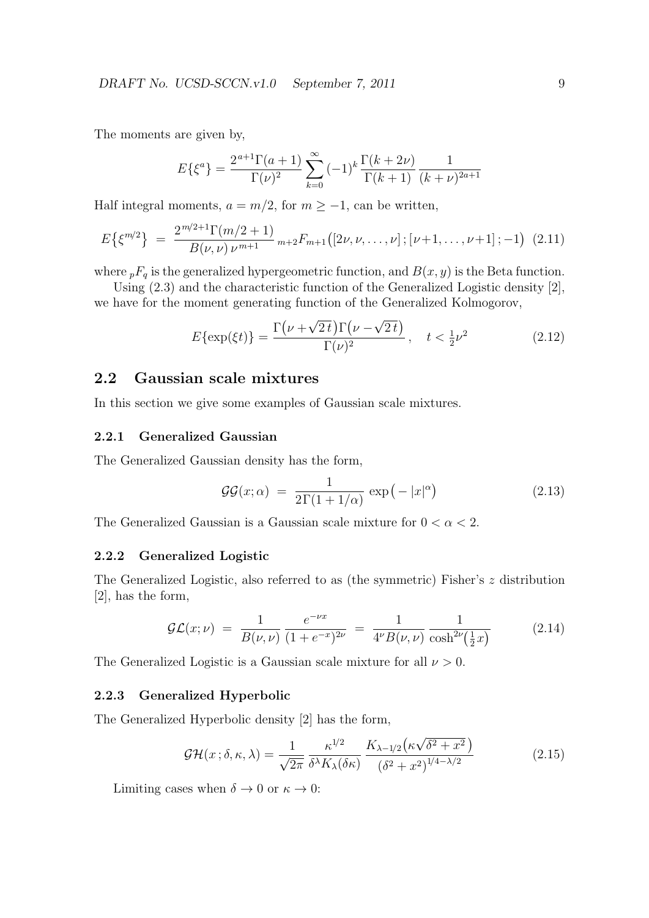The moments are given by,

$$E\{\xi^a\} = \frac{2^{a+1}\Gamma(a+1)}{\Gamma(\nu)^2} \sum_{k=0}^{\infty} (-1)^k \frac{\Gamma(k+2\nu)}{\Gamma(k+1)} \frac{1}{(k+\nu)^{2a+1}}$$

Half integral moments, $a = m/2$, for $m \geq -1$, can be written,

$$E\{\xi^{m/2}\} \;=\; \frac{2^{m/2+1}\Gamma(m/2+1)}{B(\nu,\nu)\,\nu^{m+1}}\; {}_{m+2}F_{m+1}\big([2\nu,\nu,\ldots,\nu]\,;[\nu+1,\ldots,\nu+1]\,;-1\big) \quad (2.11)$$

where ${}_pF_q$ is the generalized hypergeometric function, and $B(x, y)$ is the Beta function.

Using (2.3) and the characteristic function of the Generalized Logistic density [2], we have for the moment generating function of the Generalized Kolmogorov,

$$E\{\exp(\xi t)\} = \frac{\Gamma\big(\nu+\sqrt{2\,t}\big)\Gamma\big(\nu-\sqrt{2\,t}\big)}{\Gamma(\nu)^2}\,, \quad t < \tfrac{1}{2}\nu^2 \quad (2.12)$$

## 2.2 Gaussian scale mixtures

In this section we give some examples of Gaussian scale mixtures.

### 2.2.1 Generalized Gaussian

The Generalized Gaussian density has the form,

$$\mathcal{GG}(x;\alpha) \;=\; \frac{1}{2\Gamma(1+1/\alpha)}\,\exp\big(-|x|^{\alpha}\big) \quad (2.13)$$

The Generalized Gaussian is a Gaussian scale mixture for $0 < \alpha < 2$.

### 2.2.2 Generalized Logistic

The Generalized Logistic, also referred to as (the symmetric) Fisher's $z$ distribution [2], has the form,

$$\mathcal{GL}(x;\nu) \;=\; \frac{1}{B(\nu,\nu)}\,\frac{e^{-\nu x}}{(1+e^{-x})^{2\nu}} \;=\; \frac{1}{4^{\nu}B(\nu,\nu)}\,\frac{1}{\cosh^{2\nu}\!\big(\frac{1}{2}x\big)} \quad (2.14)$$

The Generalized Logistic is a Gaussian scale mixture for all $\nu > 0$.

### 2.2.3 Generalized Hyperbolic

The Generalized Hyperbolic density [2] has the form,

$$\mathcal{GH}(x\,;\delta,\kappa,\lambda) = \frac{1}{\sqrt{2\pi}}\,\frac{\kappa^{1/2}}{\delta^{\lambda}K_{\lambda}(\delta\kappa)}\,\frac{K_{\lambda-1/2}\big(\kappa\sqrt{\delta^2+x^2}\big)}{\big(\delta^2+x^2\big)^{1/4-\lambda/2}} \quad (2.15)$$

Limiting cases when $\delta \to 0$ or $\kappa \to 0$: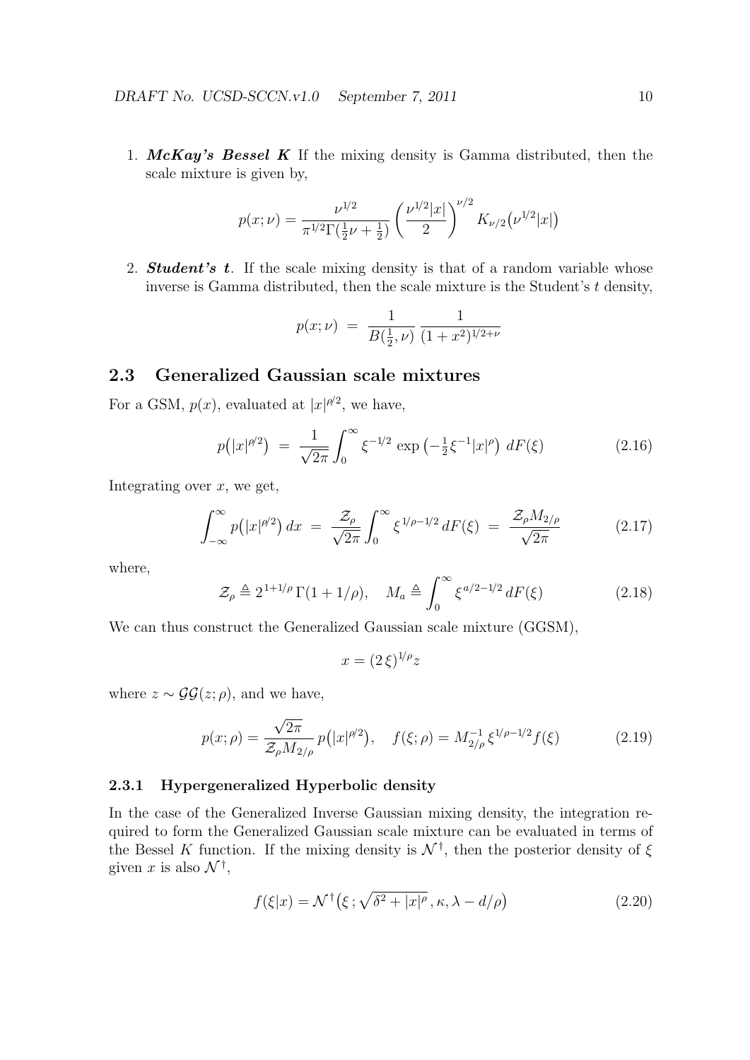1. ***McKay's Bessel K*** If the mixing density is Gamma distributed, then the scale mixture is given by,

$$p(x;\nu) = \frac{\nu^{1/2}}{\pi^{1/2}\Gamma(\frac{1}{2}\nu+\frac{1}{2})}\left(\frac{\nu^{1/2}|x|}{2}\right)^{\nu/2} K_{\nu/2}\big(\nu^{1/2}|x|\big)$$

2. ***Student's t***. If the scale mixing density is that of a random variable whose inverse is Gamma distributed, then the scale mixture is the Student's $t$ density,

$$p(x;\nu) \;=\; \frac{1}{B(\frac{1}{2},\nu)}\,\frac{1}{(1+x^2)^{1/2+\nu}}$$

## 2.3 Generalized Gaussian scale mixtures

For a GSM, $p(x)$, evaluated at $|x|^{\rho/2}$, we have,

$$p\big(|x|^{\rho/2}\big) \;=\; \frac{1}{\sqrt{2\pi}}\int_0^\infty \xi^{-1/2}\,\exp\big(-\tfrac{1}{2}\xi^{-1}|x|^\rho\big)\;dF(\xi) \tag{2.16}$$

Integrating over $x$, we get,

$$\int_{-\infty}^{\infty} p\big(|x|^{\rho/2}\big)\,dx \;=\; \frac{\mathcal{Z}_\rho}{\sqrt{2\pi}}\int_0^\infty \xi^{\,1/\rho-1/2}\,dF(\xi) \;=\; \frac{\mathcal{Z}_\rho M_{2/\rho}}{\sqrt{2\pi}} \tag{2.17}$$

where,

$$\mathcal{Z}_\rho \triangleq 2^{1+1/\rho}\,\Gamma(1+1/\rho), \quad M_a \triangleq \int_0^\infty \xi^{\,a/2-1/2}\,dF(\xi) \tag{2.18}$$

We can thus construct the Generalized Gaussian scale mixture (GGSM),

$$x = (2\,\xi)^{1/\rho} z$$

where $z \sim \mathcal{GG}(z;\rho)$, and we have,

$$p(x;\rho) = \frac{\sqrt{2\pi}}{\mathcal{Z}_\rho M_{2/\rho}}\,p\big(|x|^{\rho/2}\big), \quad f(\xi;\rho) = M_{2/\rho}^{-1}\,\xi^{1/\rho-1/2} f(\xi) \tag{2.19}$$

### 2.3.1 Hypergeneralized Hyperbolic density

In the case of the Generalized Inverse Gaussian mixing density, the integration required to form the Generalized Gaussian scale mixture can be evaluated in terms of the Bessel $K$ function. If the mixing density is $\mathcal{N}^\dagger$, then the posterior density of $\xi$ given $x$ is also $\mathcal{N}^\dagger$,

$$f(\xi|x) = \mathcal{N}^\dagger\big(\xi\,;\sqrt{\delta^2+|x|^\rho}\,,\kappa,\lambda-d/\rho\big) \tag{2.20}$$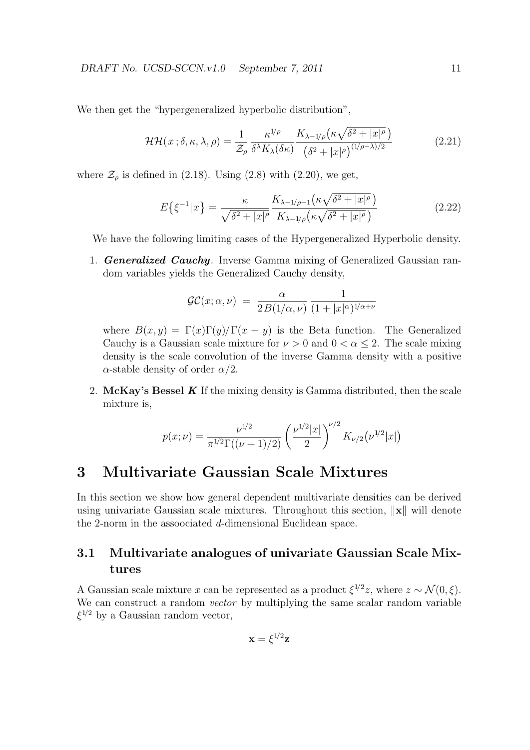We then get the "hypergeneralized hyperbolic distribution",

$$\mathcal{HH}(\,x\,;\delta,\kappa,\lambda,\rho) = \frac{1}{\mathcal{Z}_\rho}\,\frac{\kappa^{1/\rho}}{\delta^\lambda K_\lambda(\delta\kappa)}\,\frac{K_{\lambda-1/\rho}\big(\kappa\sqrt{\delta^2+|x|^\rho}\,\big)}{\big(\delta^2+|x|^\rho\big)^{(1/\rho-\lambda)/2}} \tag{2.21}$$

where $\mathcal{Z}_\rho$ is defined in (2.18). Using (2.8) with (2.20), we get,

$$E\big\{\xi^{-1}|x\big\} = \frac{\kappa}{\sqrt{\delta^2+|x|^\rho}}\,\frac{K_{\lambda-1/\rho-1}\big(\kappa\sqrt{\delta^2+|x|^\rho}\,\big)}{K_{\lambda-1/\rho}\big(\kappa\sqrt{\delta^2+|x|^\rho}\,\big)} \tag{2.22}$$

We have the following limiting cases of the Hypergeneralized Hyperbolic density.

1. ***Generalized Cauchy***. Inverse Gamma mixing of Generalized Gaussian random variables yields the Generalized Cauchy density,

$$\mathcal{GC}(x;\alpha,\nu) \;=\; \frac{\alpha}{2\,B(1/\alpha,\nu)}\,\frac{1}{(1+|x|^\alpha)^{1/\alpha+\nu}}$$

where $B(x,y) = \Gamma(x)\Gamma(y)/\Gamma(x+y)$ is the Beta function. The Generalized Cauchy is a Gaussian scale mixture for $\nu > 0$ and $0 < \alpha \leq 2$. The scale mixing density is the scale convolution of the inverse Gamma density with a positive $\alpha$-stable density of order $\alpha/2$.

2. **McKay's Bessel *K*** If the mixing density is Gamma distributed, then the scale mixture is,

$$p(x;\nu) = \frac{\nu^{1/2}}{\pi^{1/2}\Gamma((\nu+1)/2)}\left(\frac{\nu^{1/2}|x|}{2}\right)^{\nu/2} K_{\nu/2}\big(\nu^{1/2}|x|\big)$$

# 3 Multivariate Gaussian Scale Mixtures

In this section we show how general dependent multivariate densities can be derived using univariate Gaussian scale mixtures. Throughout this section, $\|\mathbf{x}\|$ will denote the 2-norm in the assoociated $d$-dimensional Euclidean space.

## 3.1 Multivariate analogues of univariate Gaussian Scale Mixtures

A Gaussian scale mixture $x$ can be represented as a product $\xi^{1/2}z$, where $z \sim \mathcal{N}(0,\xi)$. We can construct a random *vector* by multiplying the same scalar random variable $\xi^{1/2}$ by a Gaussian random vector,

$$\mathbf{x} = \xi^{1/2}\mathbf{z}$$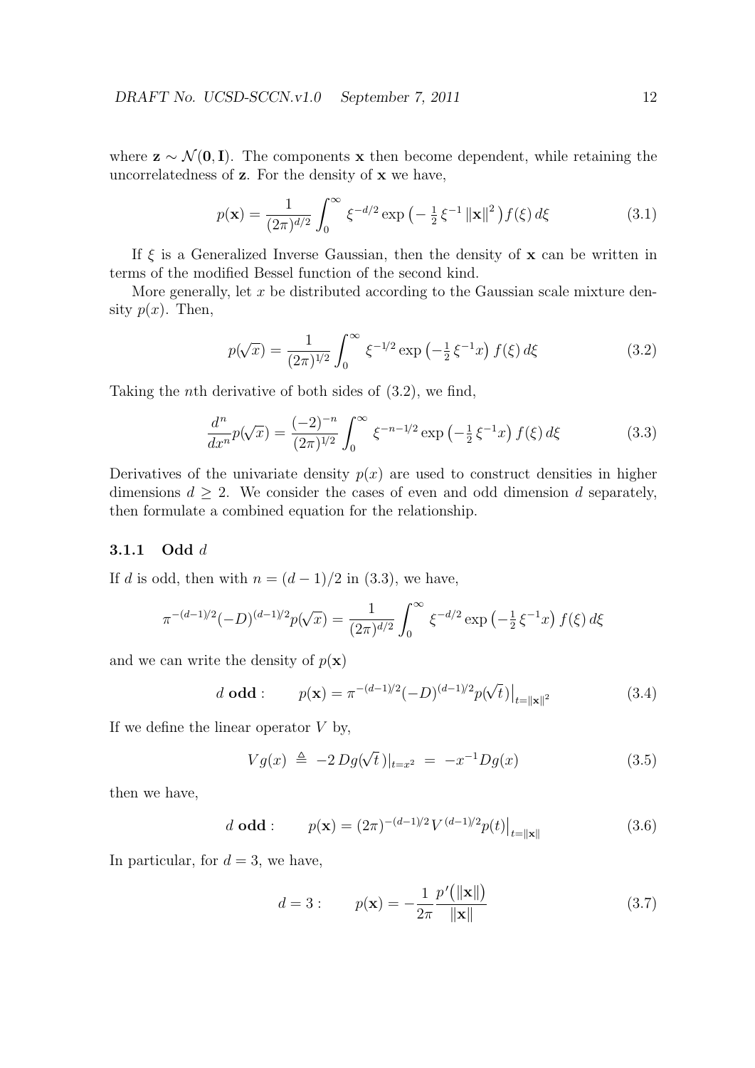where $\mathbf{z} \sim \mathcal{N}(\mathbf{0}, \mathbf{I})$. The components $\mathbf{x}$ then become dependent, while retaining the uncorrelatedness of $\mathbf{z}$. For the density of $\mathbf{x}$ we have,

$$p(\mathbf{x}) = \frac{1}{(2\pi)^{d/2}} \int_0^\infty \xi^{-d/2} \exp\left(-\tfrac{1}{2}\,\xi^{-1}\,\|\mathbf{x}\|^2\right) f(\xi)\,d\xi \tag{3.1}$$

If $\xi$ is a Generalized Inverse Gaussian, then the density of $\mathbf{x}$ can be written in terms of the modified Bessel function of the second kind.

More generally, let $x$ be distributed according to the Gaussian scale mixture density $p(x)$. Then,

$$p(\sqrt{x}) = \frac{1}{(2\pi)^{1/2}} \int_0^\infty \xi^{-1/2} \exp\left(-\tfrac{1}{2}\,\xi^{-1} x\right) f(\xi)\,d\xi \tag{3.2}$$

Taking the $n$th derivative of both sides of (3.2), we find,

$$\frac{d^n}{dx^n} p(\sqrt{x}) = \frac{(-2)^{-n}}{(2\pi)^{1/2}} \int_0^\infty \xi^{-n-1/2} \exp\left(-\tfrac{1}{2}\,\xi^{-1} x\right) f(\xi)\,d\xi \tag{3.3}$$

Derivatives of the univariate density $p(x)$ are used to construct densities in higher dimensions $d \geq 2$. We consider the cases of even and odd dimension $d$ separately, then formulate a combined equation for the relationship.

### 3.1.1 Odd $d$

If $d$ is odd, then with $n = (d-1)/2$ in (3.3), we have,

$$\pi^{-(d-1)/2}(-D)^{(d-1)/2} p(\sqrt{x}) = \frac{1}{(2\pi)^{d/2}} \int_0^\infty \xi^{-d/2} \exp\left(-\tfrac{1}{2}\,\xi^{-1} x\right) f(\xi)\,d\xi$$

and we can write the density of $p(\mathbf{x})$

$$d \textbf{ odd}: \qquad p(\mathbf{x}) = \pi^{-(d-1)/2}(-D)^{(d-1)/2} p(\sqrt{t})\big|_{t=\|\mathbf{x}\|^2} \tag{3.4}$$

If we define the linear operator $V$ by,

$$V g(x) \;\triangleq\; -2\,D g(\sqrt{t}\,)|_{t=x^2} \;=\; -x^{-1} D g(x) \tag{3.5}$$

then we have,

$$d \textbf{ odd}: \qquad p(\mathbf{x}) = (2\pi)^{-(d-1)/2} V^{(d-1)/2} p(t)\big|_{t=\|\mathbf{x}\|} \tag{3.6}$$

In particular, for $d = 3$, we have,

$$d = 3: \qquad p(\mathbf{x}) = -\frac{1}{2\pi} \frac{p'\big(\|\mathbf{x}\|\big)}{\|\mathbf{x}\|} \tag{3.7}$$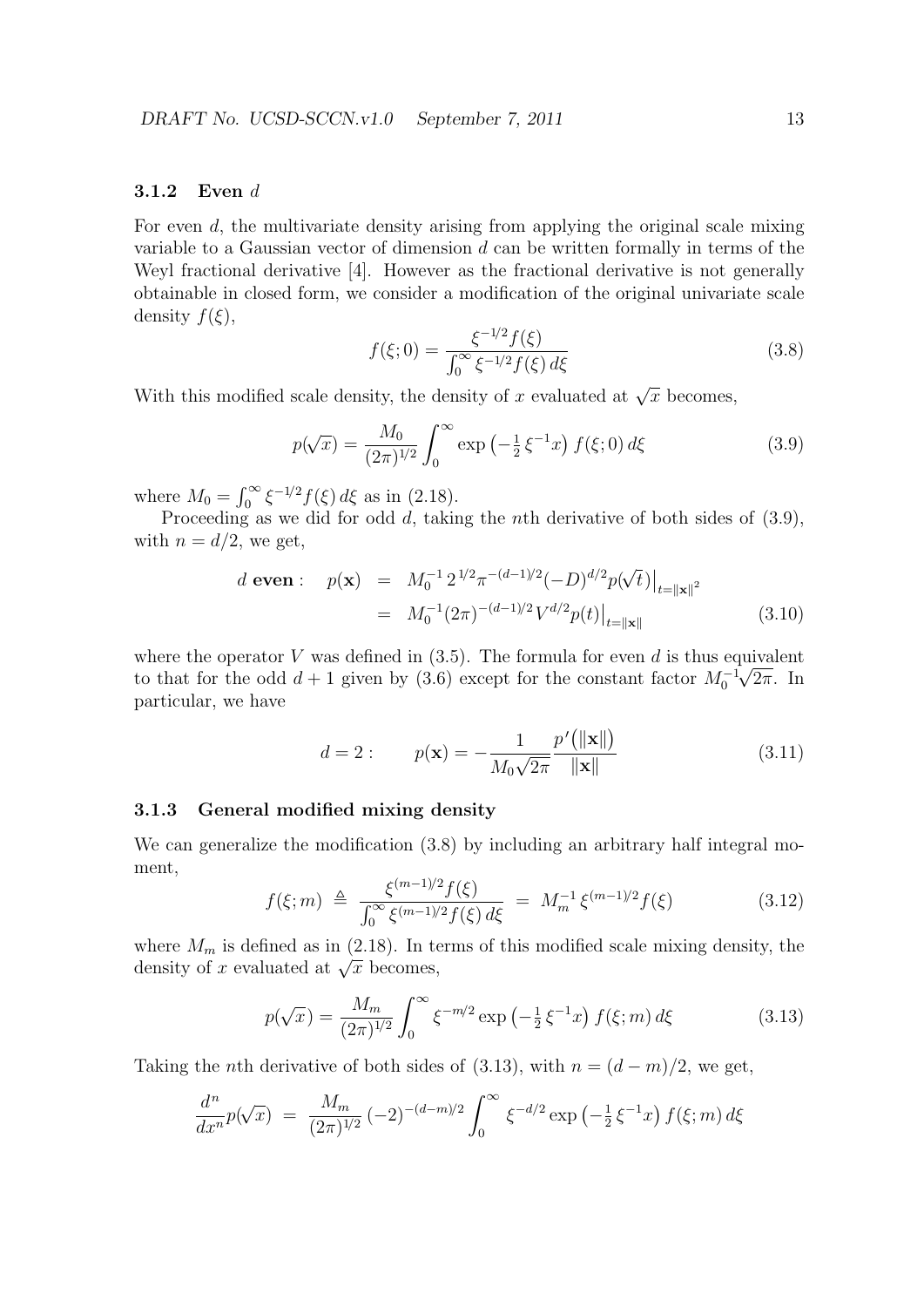### 3.1.2 Even $d$

For even $d$, the multivariate density arising from applying the original scale mixing variable to a Gaussian vector of dimension $d$ can be written formally in terms of the Weyl fractional derivative [4]. However as the fractional derivative is not generally obtainable in closed form, we consider a modification of the original univariate scale density $f(\xi)$,

$$f(\xi;0) = \frac{\xi^{-1/2} f(\xi)}{\int_0^\infty \xi^{-1/2} f(\xi)\, d\xi} \tag{3.8}$$

With this modified scale density, the density of $x$ evaluated at $\sqrt{x}$ becomes,

$$p(\sqrt{x}) = \frac{M_0}{(2\pi)^{1/2}} \int_0^\infty \exp\left(-\tfrac{1}{2}\,\xi^{-1} x\right) f(\xi;0)\, d\xi \tag{3.9}$$

where $M_0 = \int_0^\infty \xi^{-1/2} f(\xi)\, d\xi$ as in (2.18).

Proceeding as we did for odd $d$, taking the $n$th derivative of both sides of (3.9), with $n = d/2$, we get,

$$\begin{aligned} d \textbf{ even}: \quad p(\mathbf{x}) &= M_0^{-1}\, 2^{1/2} \pi^{-(d-1)/2} (-D)^{d/2} p(\sqrt{t})\big|_{t=\|\mathbf{x}\|^2} \\ &= M_0^{-1} (2\pi)^{-(d-1)/2} V^{d/2} p(t)\big|_{t=\|\mathbf{x}\|} \end{aligned} \tag{3.10}$$

where the operator $V$ was defined in (3.5). The formula for even $d$ is thus equivalent to that for the odd $d+1$ given by (3.6) except for the constant factor $M_0^{-1}\sqrt{2\pi}$. In particular, we have

$$d = 2: \qquad p(\mathbf{x}) = -\frac{1}{M_0 \sqrt{2\pi}} \frac{p'\big(\|\mathbf{x}\|\big)}{\|\mathbf{x}\|} \tag{3.11}$$

### 3.1.3 General modified mixing density

We can generalize the modification (3.8) by including an arbitrary half integral moment,

$$f(\xi;m) \triangleq \frac{\xi^{(m-1)/2} f(\xi)}{\int_0^\infty \xi^{(m-1)/2} f(\xi)\, d\xi} = M_m^{-1}\, \xi^{(m-1)/2} f(\xi) \tag{3.12}$$

where $M_m$ is defined as in (2.18). In terms of this modified scale mixing density, the density of $x$ evaluated at $\sqrt{x}$ becomes,

$$p(\sqrt{x}) = \frac{M_m}{(2\pi)^{1/2}} \int_0^\infty \xi^{-m/2} \exp\left(-\tfrac{1}{2}\,\xi^{-1} x\right) f(\xi;m)\, d\xi \tag{3.13}$$

Taking the $n$th derivative of both sides of (3.13), with $n = (d-m)/2$, we get,

$$\frac{d^n}{dx^n} p(\sqrt{x}) = \frac{M_m}{(2\pi)^{1/2}} (-2)^{-(d-m)/2} \int_0^\infty \xi^{-d/2} \exp\left(-\tfrac{1}{2}\,\xi^{-1} x\right) f(\xi;m)\, d\xi$$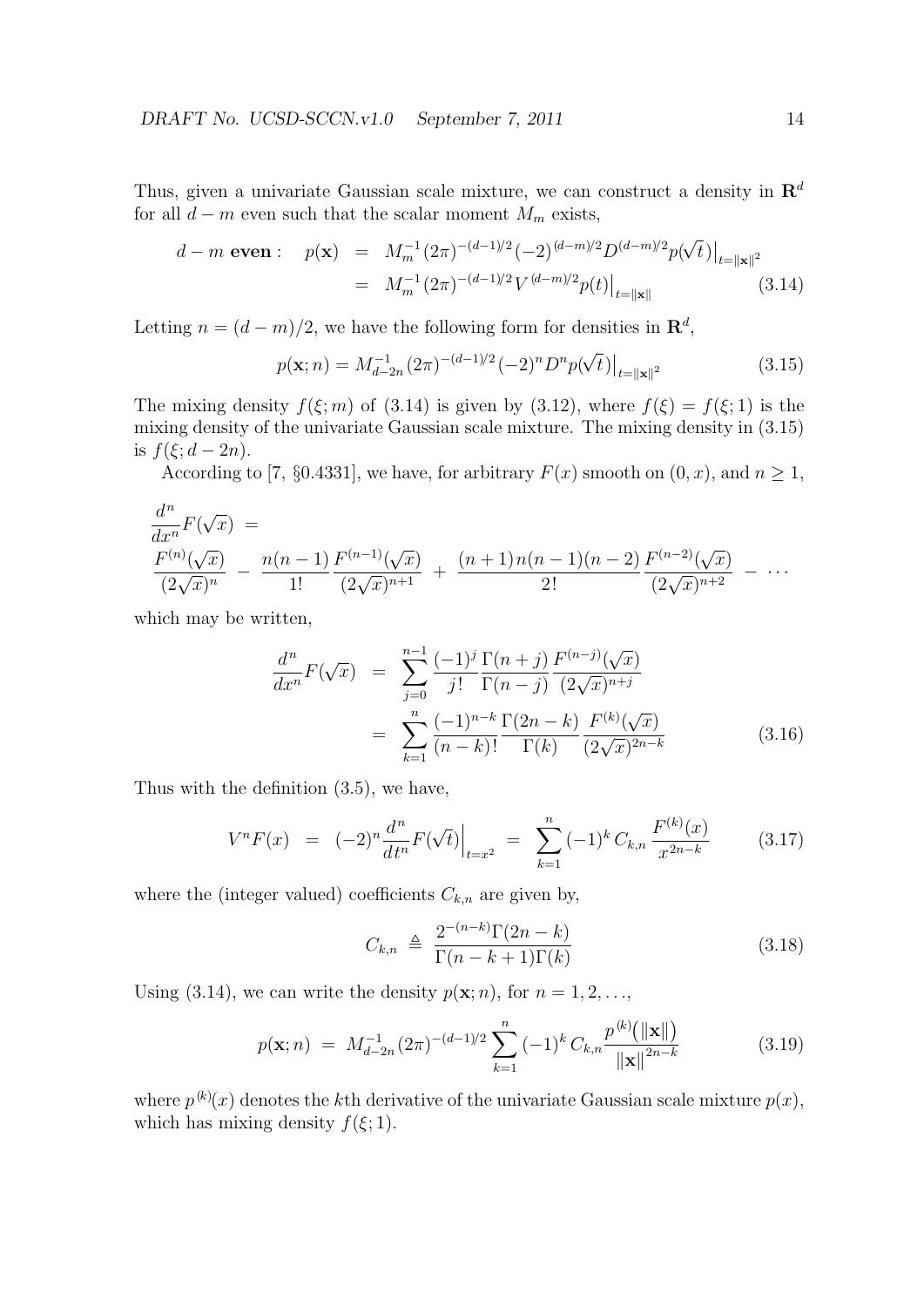Thus, given a univariate Gaussian scale mixture, we can construct a density in $\mathbf{R}^d$ for all $d-m$ even such that the scalar moment $M_m$ exists,

$$
\begin{aligned}
d-m \textbf{ even}: \quad p(\mathbf{x}) &= M_m^{-1}(2\pi)^{-(d-1)/2}(-2)^{(d-m)/2}D^{(d-m)/2}p(\sqrt{t})\big|_{t=\|\mathbf{x}\|^2} \\
&= M_m^{-1}(2\pi)^{-(d-1)/2}V^{(d-m)/2}p(t)\big|_{t=\|\mathbf{x}\|} \qquad (3.14)
\end{aligned}
$$

Letting $n = (d-m)/2$, we have the following form for densities in $\mathbf{R}^d$,

$$
p(\mathbf{x}; n) = M_{d-2n}^{-1}(2\pi)^{-(d-1)/2}(-2)^n D^n p(\sqrt{t})\big|_{t=\|\mathbf{x}\|^2} \qquad (3.15)
$$

The mixing density $f(\xi; m)$ of (3.14) is given by (3.12), where $f(\xi) = f(\xi; 1)$ is the mixing density of the univariate Gaussian scale mixture. The mixing density in (3.15) is $f(\xi; d-2n)$.

According to [7, §0.4331], we have, for arbitrary $F(x)$ smooth on $(0, x)$, and $n \geq 1$,

$$
\begin{aligned}
&\frac{d^n}{dx^n}F(\sqrt{x}) = \\
&\frac{F^{(n)}(\sqrt{x})}{(2\sqrt{x})^n} - \frac{n(n-1)}{1!}\frac{F^{(n-1)}(\sqrt{x})}{(2\sqrt{x})^{n+1}} + \frac{(n+1)n(n-1)(n-2)}{2!}\frac{F^{(n-2)}(\sqrt{x})}{(2\sqrt{x})^{n+2}} - \cdots
\end{aligned}
$$

which may be written,

$$
\begin{aligned}
\frac{d^n}{dx^n}F(\sqrt{x}) &= \sum_{j=0}^{n-1}\frac{(-1)^j}{j!}\frac{\Gamma(n+j)}{\Gamma(n-j)}\frac{F^{(n-j)}(\sqrt{x})}{(2\sqrt{x})^{n+j}} \\
&= \sum_{k=1}^{n}\frac{(-1)^{n-k}}{(n-k)!}\frac{\Gamma(2n-k)}{\Gamma(k)}\frac{F^{(k)}(\sqrt{x})}{(2\sqrt{x})^{2n-k}} \qquad (3.16)
\end{aligned}
$$

Thus with the definition (3.5), we have,

$$
V^n F(x) = (-2)^n \frac{d^n}{dt^n}F(\sqrt{t})\Big|_{t=x^2} = \sum_{k=1}^{n}(-1)^k C_{k,n}\frac{F^{(k)}(x)}{x^{2n-k}} \qquad (3.17)
$$

where the (integer valued) coefficients $C_{k,n}$ are given by,

$$
C_{k,n} \triangleq \frac{2^{-(n-k)}\Gamma(2n-k)}{\Gamma(n-k+1)\Gamma(k)} \qquad (3.18)
$$

Using (3.14), we can write the density $p(\mathbf{x}; n)$, for $n = 1, 2, \ldots$,

$$
p(\mathbf{x}; n) = M_{d-2n}^{-1}(2\pi)^{-(d-1)/2}\sum_{k=1}^{n}(-1)^k C_{k,n}\frac{p^{(k)}(\|\mathbf{x}\|)}{\|\mathbf{x}\|^{2n-k}} \qquad (3.19)
$$

where $p^{(k)}(x)$ denotes the $k$th derivative of the univariate Gaussian scale mixture $p(x)$, which has mixing density $f(\xi; 1)$.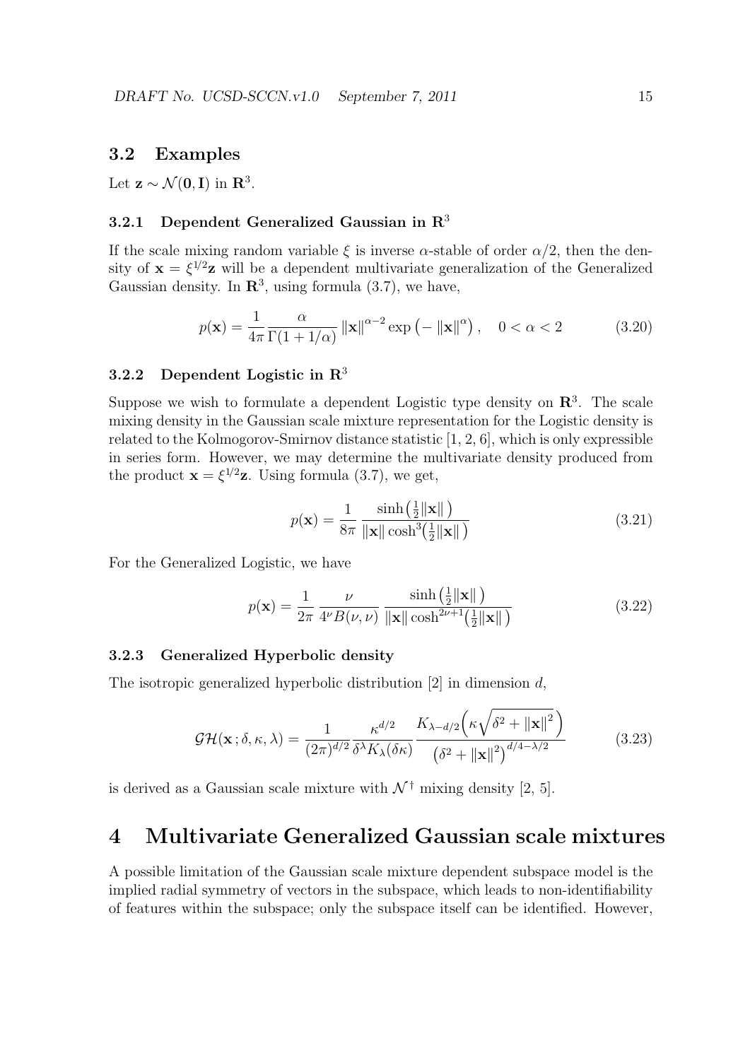### 3.2 Examples

Let $\mathbf{z} \sim \mathcal{N}(\mathbf{0}, \mathbf{I})$ in $\mathbf{R}^3$.

#### 3.2.1 Dependent Generalized Gaussian in $\mathbf{R}^3$

If the scale mixing random variable $\xi$ is inverse $\alpha$-stable of order $\alpha/2$, then the density of $\mathbf{x} = \xi^{1/2}\mathbf{z}$ will be a dependent multivariate generalization of the Generalized Gaussian density. In $\mathbf{R}^3$, using formula (3.7), we have,

$$p(\mathbf{x}) = \frac{1}{4\pi} \frac{\alpha}{\Gamma(1 + 1/\alpha)} \|\mathbf{x}\|^{\alpha - 2} \exp\big(-\|\mathbf{x}\|^{\alpha}\big), \quad 0 < \alpha < 2 \tag{3.20}$$

#### 3.2.2 Dependent Logistic in $\mathbf{R}^3$

Suppose we wish to formulate a dependent Logistic type density on $\mathbf{R}^3$. The scale mixing density in the Gaussian scale mixture representation for the Logistic density is related to the Kolmogorov-Smirnov distance statistic [1, 2, 6], which is only expressible in series form. However, we may determine the multivariate density produced from the product $\mathbf{x} = \xi^{1/2}\mathbf{z}$. Using formula (3.7), we get,

$$p(\mathbf{x}) = \frac{1}{8\pi} \frac{\sinh\big(\frac{1}{2}\|\mathbf{x}\|\big)}{\|\mathbf{x}\| \cosh^3\!\big(\frac{1}{2}\|\mathbf{x}\|\big)} \tag{3.21}$$

For the Generalized Logistic, we have

$$p(\mathbf{x}) = \frac{1}{2\pi} \frac{\nu}{4^{\nu} B(\nu, \nu)} \frac{\sinh\big(\frac{1}{2}\|\mathbf{x}\|\big)}{\|\mathbf{x}\| \cosh^{2\nu+1}\!\big(\frac{1}{2}\|\mathbf{x}\|\big)} \tag{3.22}$$

#### 3.2.3 Generalized Hyperbolic density

The isotropic generalized hyperbolic distribution [2] in dimension $d$,

$$\mathcal{GH}(\mathbf{x}\,; \delta, \kappa, \lambda) = \frac{1}{(2\pi)^{d/2}} \frac{\kappa^{d/2}}{\delta^{\lambda} K_{\lambda}(\delta\kappa)} \frac{K_{\lambda - d/2}\Big(\kappa\sqrt{\delta^2 + \|\mathbf{x}\|^2}\Big)}{\big(\delta^2 + \|\mathbf{x}\|^2\big)^{d/4 - \lambda/2}} \tag{3.23}$$

is derived as a Gaussian scale mixture with $\mathcal{N}^{\dagger}$ mixing density [2, 5].

# 4 Multivariate Generalized Gaussian scale mixtures

A possible limitation of the Gaussian scale mixture dependent subspace model is the implied radial symmetry of vectors in the subspace, which leads to non-identifiability of features within the subspace; only the subspace itself can be identified. However,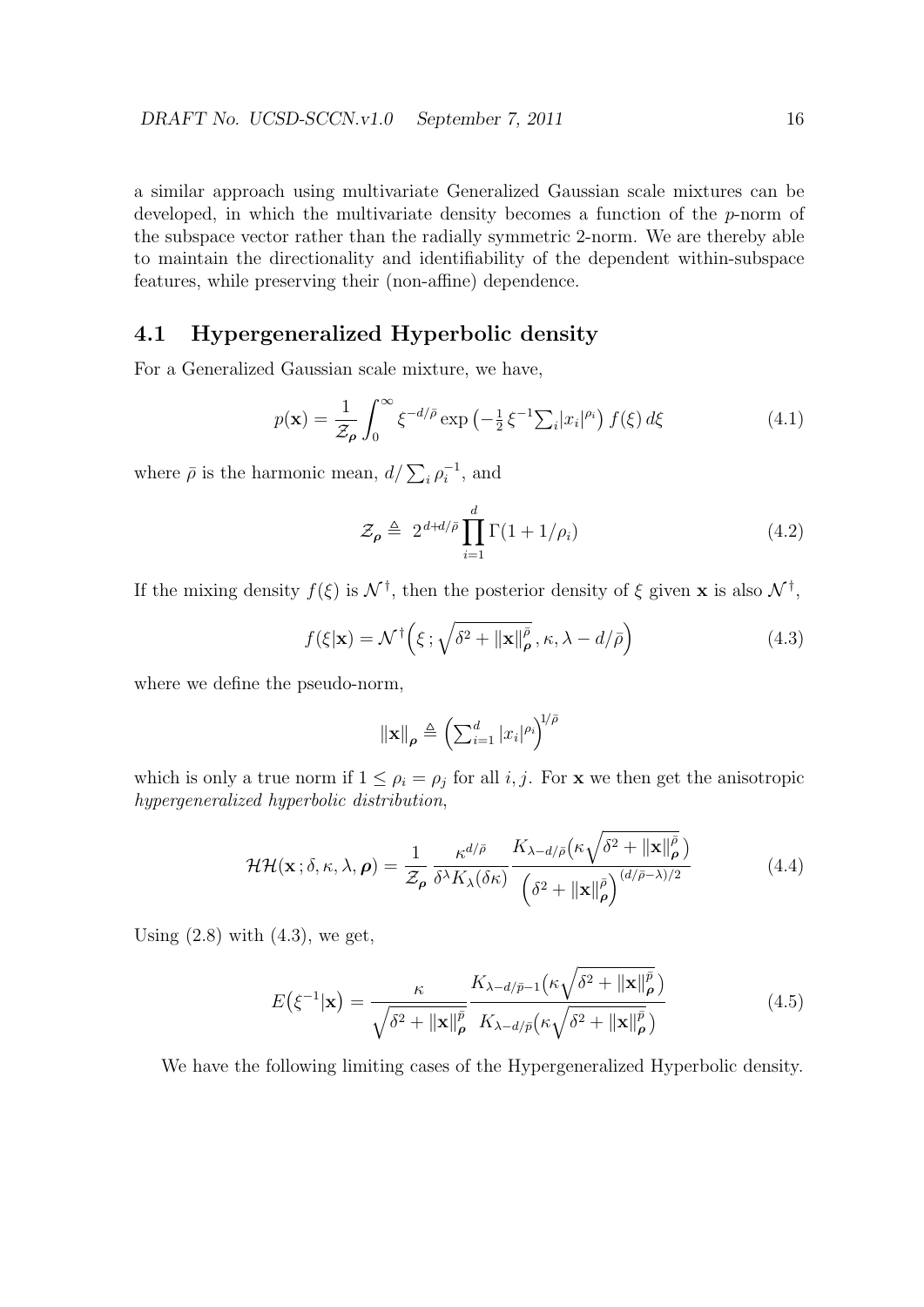a similar approach using multivariate Generalized Gaussian scale mixtures can be developed, in which the multivariate density becomes a function of the $p$-norm of the subspace vector rather than the radially symmetric 2-norm. We are thereby able to maintain the directionality and identifiability of the dependent within-subspace features, while preserving their (non-affine) dependence.

## 4.1 Hypergeneralized Hyperbolic density

For a Generalized Gaussian scale mixture, we have,

$$p(\mathbf{x}) = \frac{1}{\mathcal{Z}_{\boldsymbol{\rho}}} \int_0^\infty \xi^{-d/\bar{\rho}} \exp\left(-\tfrac{1}{2}\,\xi^{-1} \textstyle\sum_i |x_i|^{\rho_i}\right) f(\xi)\, d\xi \tag{4.1}$$

where $\bar{\rho}$ is the harmonic mean, $d/\sum_i \rho_i^{-1}$, and

$$\mathcal{Z}_{\boldsymbol{\rho}} \triangleq\; 2^{\,d+d/\bar{\rho}} \prod_{i=1}^{d} \Gamma(1 + 1/\rho_i) \tag{4.2}$$

If the mixing density $f(\xi)$ is $\mathcal{N}^\dagger$, then the posterior density of $\xi$ given $\mathbf{x}$ is also $\mathcal{N}^\dagger$,

$$f(\xi|\mathbf{x}) = \mathcal{N}^\dagger\Big(\xi\,;\sqrt{\delta^2 + \|\mathbf{x}\|_{\boldsymbol{\rho}}^{\bar{\rho}}}\,, \kappa, \lambda - d/\bar{\rho}\Big) \tag{4.3}$$

where we define the pseudo-norm,

$$\|\mathbf{x}\|_{\boldsymbol{\rho}} \triangleq \Big(\textstyle\sum_{i=1}^{d} |x_i|^{\rho_i}\Big)^{1/\bar{\rho}}$$

which is only a true norm if $1 \leq \rho_i = \rho_j$ for all $i, j$. For $\mathbf{x}$ we then get the anisotropic *hypergeneralized hyperbolic distribution*,

$$\mathcal{HH}(\mathbf{x}\,;\delta, \kappa, \lambda, \boldsymbol{\rho}) = \frac{1}{\mathcal{Z}_{\boldsymbol{\rho}}}\, \frac{\kappa^{d/\bar{\rho}}}{\delta^{\lambda} K_\lambda(\delta\kappa)}\, \frac{K_{\lambda-d/\bar{\rho}}\big(\kappa\sqrt{\delta^2 + \|\mathbf{x}\|_{\boldsymbol{\rho}}^{\bar{\rho}}}\,\big)}{\Big(\delta^2 + \|\mathbf{x}\|_{\boldsymbol{\rho}}^{\bar{\rho}}\Big)^{(d/\bar{\rho}-\lambda)/2}} \tag{4.4}$$

Using (2.8) with (4.3), we get,

$$E\big(\xi^{-1}|\mathbf{x}\big) = \frac{\kappa}{\sqrt{\delta^2 + \|\mathbf{x}\|_{\boldsymbol{\rho}}^{\bar{\rho}}}}\, \frac{K_{\lambda-d/\bar{\rho}-1}\big(\kappa\sqrt{\delta^2 + \|\mathbf{x}\|_{\boldsymbol{\rho}}^{\bar{\rho}}}\,\big)}{K_{\lambda-d/\bar{\rho}}\big(\kappa\sqrt{\delta^2 + \|\mathbf{x}\|_{\boldsymbol{\rho}}^{\bar{\rho}}}\,\big)} \tag{4.5}$$

We have the following limiting cases of the Hypergeneralized Hyperbolic density.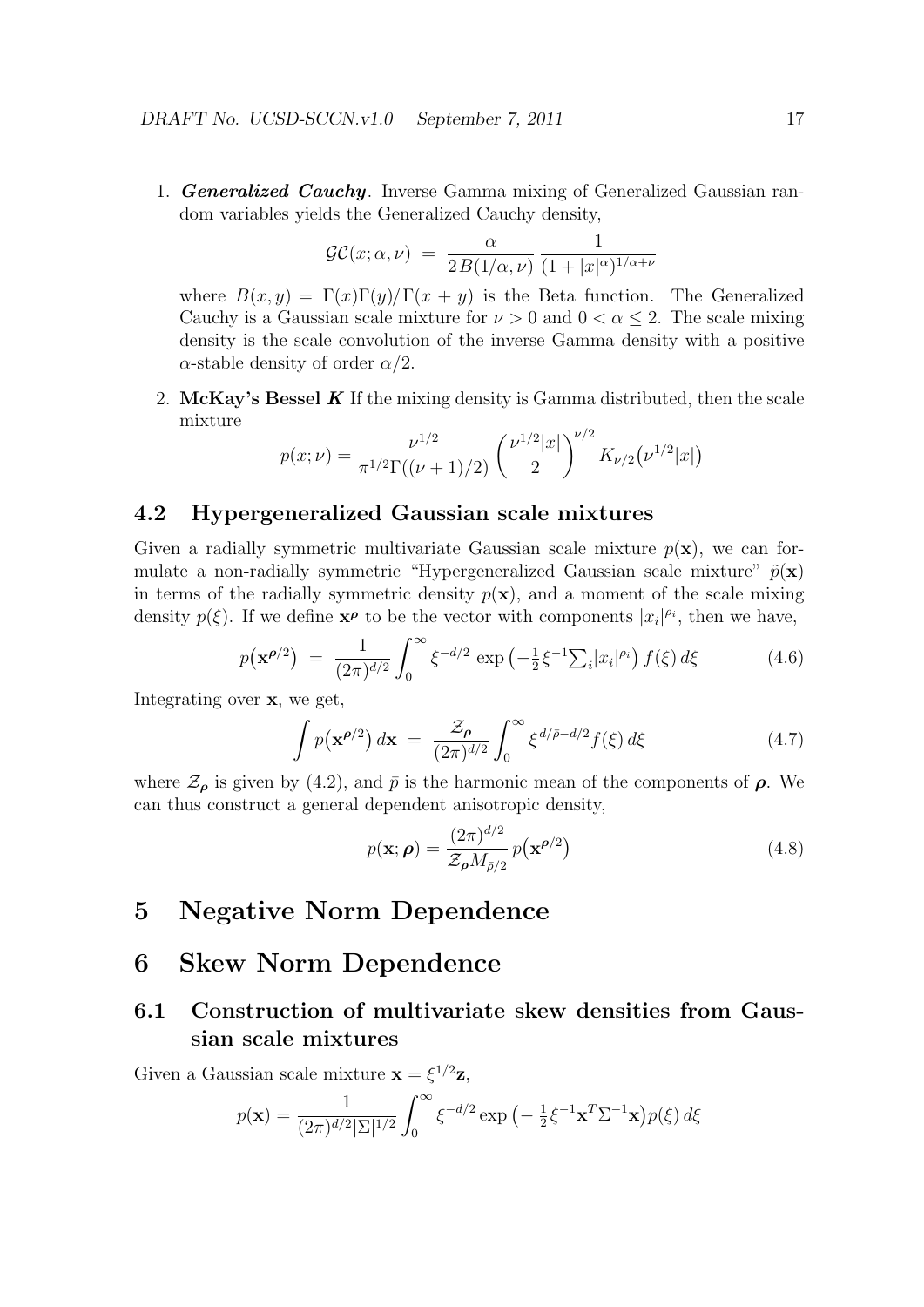1. ***Generalized Cauchy***. Inverse Gamma mixing of Generalized Gaussian random variables yields the Generalized Cauchy density,

$$\mathcal{GC}(x;\alpha,\nu) \;=\; \frac{\alpha}{2\,B(1/\alpha,\nu)}\,\frac{1}{(1+|x|^{\alpha})^{1/\alpha+\nu}}$$

where $B(x,y) = \Gamma(x)\Gamma(y)/\Gamma(x+y)$ is the Beta function. The Generalized Cauchy is a Gaussian scale mixture for $\nu > 0$ and $0 < \alpha \leq 2$. The scale mixing density is the scale convolution of the inverse Gamma density with a positive $\alpha$-stable density of order $\alpha/2$.

2. **McKay's Bessel *K*** If the mixing density is Gamma distributed, then the scale mixture

$$p(x;\nu) = \frac{\nu^{1/2}}{\pi^{1/2}\Gamma((\nu+1)/2)}\left(\frac{\nu^{1/2}|x|}{2}\right)^{\nu/2} K_{\nu/2}\big(\nu^{1/2}|x|\big)$$

## 4.2 Hypergeneralized Gaussian scale mixtures

Given a radially symmetric multivariate Gaussian scale mixture $p(\mathbf{x})$, we can formulate a non-radially symmetric "Hypergeneralized Gaussian scale mixture" $\tilde{p}(\mathbf{x})$ in terms of the radially symmetric density $p(\mathbf{x})$, and a moment of the scale mixing density $p(\xi)$. If we define $\mathbf{x}^{\boldsymbol{\rho}}$ to be the vector with components $|x_i|^{\rho_i}$, then we have,

$$p\big(\mathbf{x}^{\boldsymbol{\rho}/2}\big) \;=\; \frac{1}{(2\pi)^{d/2}}\int_0^\infty \xi^{-d/2}\,\exp\big(-\tfrac{1}{2}\xi^{-1}{\textstyle\sum_i}|x_i|^{\rho_i}\big)\,f(\xi)\,d\xi \tag{4.6}$$

Integrating over $\mathbf{x}$, we get,

$$\int p\big(\mathbf{x}^{\boldsymbol{\rho}/2}\big)\,d\mathbf{x} \;=\; \frac{\mathcal{Z}_{\boldsymbol{\rho}}}{(2\pi)^{d/2}}\int_0^\infty \xi^{\,d/\bar{\rho}-d/2} f(\xi)\,d\xi \tag{4.7}$$

where $\mathcal{Z}_{\boldsymbol{\rho}}$ is given by (4.2), and $\bar{\rho}$ is the harmonic mean of the components of $\boldsymbol{\rho}$. We can thus construct a general dependent anisotropic density,

$$p(\mathbf{x};\boldsymbol{\rho}) = \frac{(2\pi)^{d/2}}{\mathcal{Z}_{\boldsymbol{\rho}} M_{\bar{\rho}/2}}\, p\big(\mathbf{x}^{\boldsymbol{\rho}/2}\big) \tag{4.8}$$

# 5 Negative Norm Dependence

# 6 Skew Norm Dependence

## 6.1 Construction of multivariate skew densities from Gaussian scale mixtures

Given a Gaussian scale mixture $\mathbf{x} = \xi^{1/2}\mathbf{z}$,

$$p(\mathbf{x}) = \frac{1}{(2\pi)^{d/2}|\Sigma|^{1/2}}\int_0^\infty \xi^{-d/2}\exp\big(-\tfrac{1}{2}\xi^{-1}\mathbf{x}^T\Sigma^{-1}\mathbf{x}\big)p(\xi)\,d\xi$$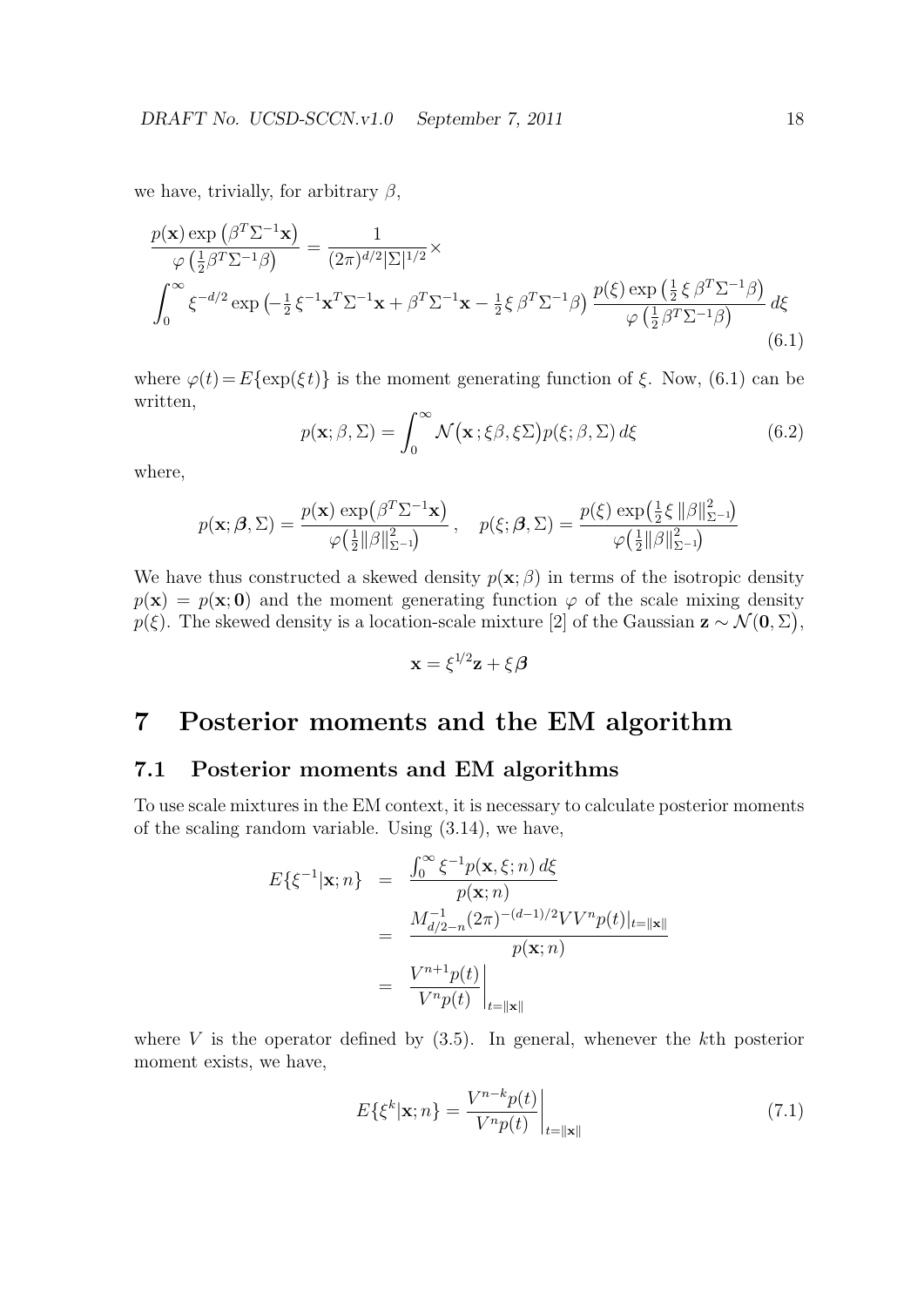we have, trivially, for arbitrary $\beta$,

$$
\frac{p(\mathbf{x}) \exp\left(\beta^T \Sigma^{-1} \mathbf{x}\right)}{\varphi\left(\frac{1}{2}\beta^T \Sigma^{-1}\beta\right)} = \frac{1}{(2\pi)^{d/2}|\Sigma|^{1/2}} \times
$$

$$
\int_0^\infty \xi^{-d/2} \exp\left(-\tfrac{1}{2}\,\xi^{-1}\mathbf{x}^T\Sigma^{-1}\mathbf{x} + \beta^T\Sigma^{-1}\mathbf{x} - \tfrac{1}{2}\xi\,\beta^T\Sigma^{-1}\beta\right) \frac{p(\xi)\exp\left(\frac{1}{2}\,\xi\,\beta^T\Sigma^{-1}\beta\right)}{\varphi\left(\frac{1}{2}\beta^T\Sigma^{-1}\beta\right)}\, d\xi \tag{6.1}
$$

where $\varphi(t) = E\{\exp(\xi t)\}$ is the moment generating function of $\xi$. Now, (6.1) can be written,

$$
p(\mathbf{x}; \beta, \Sigma) = \int_0^\infty \mathcal{N}\big(\mathbf{x}\,; \xi\beta, \xi\Sigma\big) p(\xi; \beta, \Sigma)\, d\xi \tag{6.2}
$$

where,

$$
p(\mathbf{x}; \boldsymbol{\beta}, \Sigma) = \frac{p(\mathbf{x})\, \exp\big(\beta^T\Sigma^{-1}\mathbf{x}\big)}{\varphi\big(\frac{1}{2}\|\beta\|^2_{\Sigma^{-1}}\big)}\,, \quad p(\xi; \boldsymbol{\beta}, \Sigma) = \frac{p(\xi)\, \exp\big(\frac{1}{2}\xi\, \|\beta\|^2_{\Sigma^{-1}}\big)}{\varphi\big(\frac{1}{2}\|\beta\|^2_{\Sigma^{-1}}\big)}
$$

We have thus constructed a skewed density $p(\mathbf{x}; \beta)$ in terms of the isotropic density $p(\mathbf{x}) = p(\mathbf{x}; \mathbf{0})$ and the moment generating function $\varphi$ of the scale mixing density $p(\xi)$. The skewed density is a location-scale mixture [2] of the Gaussian $\mathbf{z} \sim \mathcal{N}(\mathbf{0}, \Sigma)$,

$$
\mathbf{x} = \xi^{1/2}\mathbf{z} + \xi\boldsymbol{\beta}
$$

# 7 Posterior moments and the EM algorithm

## 7.1 Posterior moments and EM algorithms

To use scale mixtures in the EM context, it is necessary to calculate posterior moments of the scaling random variable. Using (3.14), we have,

$$
\begin{aligned}
E\{\xi^{-1}|\mathbf{x}; n\} &= \frac{\int_0^\infty \xi^{-1} p(\mathbf{x}, \xi; n)\, d\xi}{p(\mathbf{x}; n)} \\
&= \frac{M^{-1}_{d/2-n}(2\pi)^{-(d-1)/2} V V^n p(t)|_{t=\|\mathbf{x}\|}}{p(\mathbf{x}; n)} \\
&= \left.\frac{V^{n+1}p(t)}{V^n p(t)}\right|_{t=\|\mathbf{x}\|}
\end{aligned}
$$

where $V$ is the operator defined by (3.5). In general, whenever the $k$th posterior moment exists, we have,

$$
E\{\xi^k|\mathbf{x}; n\} = \left.\frac{V^{n-k}p(t)}{V^n p(t)}\right|_{t=\|\mathbf{x}\|} \tag{7.1}
$$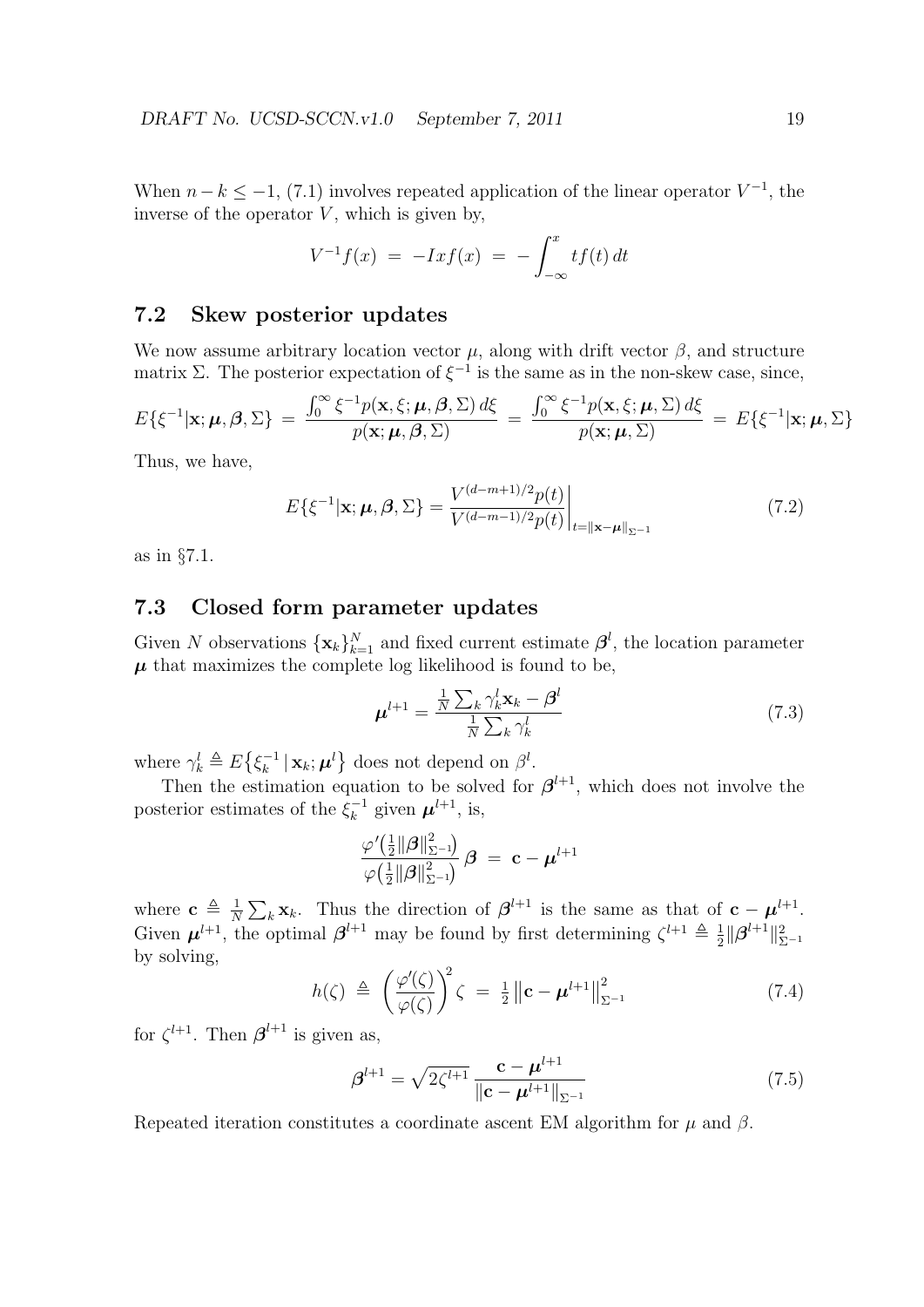When $n-k \leq -1$, (7.1) involves repeated application of the linear operator $V^{-1}$, the inverse of the operator $V$, which is given by,

$$V^{-1}f(x) \;=\; -Ixf(x) \;=\; -\int_{-\infty}^{x} tf(t)\,dt$$

## 7.2 Skew posterior updates

We now assume arbitrary location vector $\mu$, along with drift vector $\beta$, and structure matrix $\Sigma$. The posterior expectation of $\xi^{-1}$ is the same as in the non-skew case, since,

$$E\{\xi^{-1}|\mathbf{x};\boldsymbol{\mu},\boldsymbol{\beta},\Sigma\} \;=\; \frac{\int_0^\infty \xi^{-1}p(\mathbf{x},\xi;\boldsymbol{\mu},\boldsymbol{\beta},\Sigma)\,d\xi}{p(\mathbf{x};\boldsymbol{\mu},\boldsymbol{\beta},\Sigma)} \;=\; \frac{\int_0^\infty \xi^{-1}p(\mathbf{x},\xi;\boldsymbol{\mu},\Sigma)\,d\xi}{p(\mathbf{x};\boldsymbol{\mu},\Sigma)} \;=\; E\{\xi^{-1}|\mathbf{x};\boldsymbol{\mu},\Sigma\}$$

Thus, we have,

$$E\{\xi^{-1}|\mathbf{x};\boldsymbol{\mu},\boldsymbol{\beta},\Sigma\} = \left.\frac{V^{(d-m+1)/2}p(t)}{V^{(d-m-1)/2}p(t)}\right|_{t=\|\mathbf{x}-\boldsymbol{\mu}\|_{\Sigma^{-1}}} \tag{7.2}$$

as in §7.1.

## 7.3 Closed form parameter updates

Given $N$ observations $\{\mathbf{x}_k\}_{k=1}^N$ and fixed current estimate $\boldsymbol{\beta}^l$, the location parameter $\boldsymbol{\mu}$ that maximizes the complete log likelihood is found to be,

$$\boldsymbol{\mu}^{l+1} = \frac{\frac{1}{N}\sum_k \gamma_k^l \mathbf{x}_k - \boldsymbol{\beta}^l}{\frac{1}{N}\sum_k \gamma_k^l} \tag{7.3}$$

where $\gamma_k^l \triangleq E\{\xi_k^{-1}\,|\,\mathbf{x}_k;\boldsymbol{\mu}^l\}$ does not depend on $\beta^l$.

Then the estimation equation to be solved for $\boldsymbol{\beta}^{l+1}$, which does not involve the posterior estimates of the $\xi_k^{-1}$ given $\boldsymbol{\mu}^{l+1}$, is,

$$\frac{\varphi'\big(\frac{1}{2}\|\boldsymbol{\beta}\|_{\Sigma^{-1}}^2\big)}{\varphi\big(\frac{1}{2}\|\boldsymbol{\beta}\|_{\Sigma^{-1}}^2\big)}\,\boldsymbol{\beta} \;=\; \mathbf{c} - \boldsymbol{\mu}^{l+1}$$

where $\mathbf{c} \triangleq \frac{1}{N}\sum_k \mathbf{x}_k$. Thus the direction of $\boldsymbol{\beta}^{l+1}$ is the same as that of $\mathbf{c} - \boldsymbol{\mu}^{l+1}$. Given $\boldsymbol{\mu}^{l+1}$, the optimal $\boldsymbol{\beta}^{l+1}$ may be found by first determining $\zeta^{l+1} \triangleq \frac{1}{2}\|\boldsymbol{\beta}^{l+1}\|_{\Sigma^{-1}}^2$ by solving,

$$h(\zeta) \;\triangleq\; \left(\frac{\varphi'(\zeta)}{\varphi(\zeta)}\right)^2 \zeta \;=\; \tfrac{1}{2}\left\|\mathbf{c} - \boldsymbol{\mu}^{l+1}\right\|_{\Sigma^{-1}}^2 \tag{7.4}$$

for $\zeta^{l+1}$. Then $\boldsymbol{\beta}^{l+1}$ is given as,

$$\boldsymbol{\beta}^{l+1} = \sqrt{2\zeta^{l+1}}\,\frac{\mathbf{c} - \boldsymbol{\mu}^{l+1}}{\|\mathbf{c} - \boldsymbol{\mu}^{l+1}\|_{\Sigma^{-1}}} \tag{7.5}$$

Repeated iteration constitutes a coordinate ascent EM algorithm for $\mu$ and $\beta$.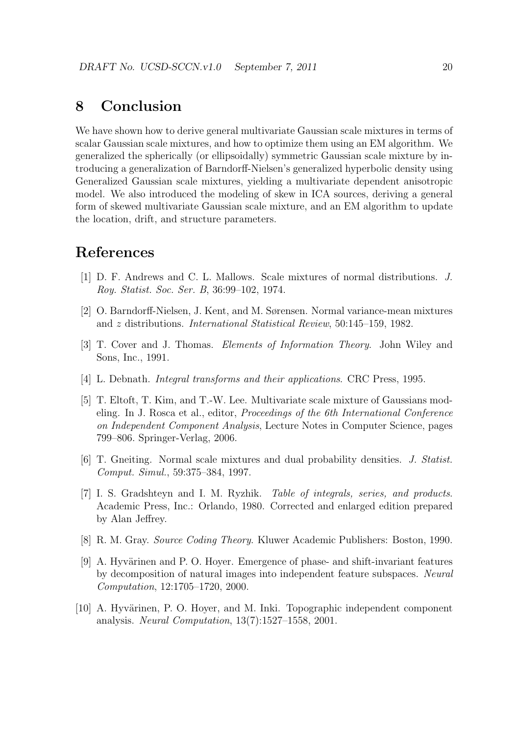# 8 Conclusion

We have shown how to derive general multivariate Gaussian scale mixtures in terms of scalar Gaussian scale mixtures, and how to optimize them using an EM algorithm. We generalized the spherically (or ellipsoidally) symmetric Gaussian scale mixture by introducing a generalization of Barndorff-Nielsen's generalized hyperbolic density using Generalized Gaussian scale mixtures, yielding a multivariate dependent anisotropic model. We also introduced the modeling of skew in ICA sources, deriving a general form of skewed multivariate Gaussian scale mixture, and an EM algorithm to update the location, drift, and structure parameters.

# References

[1] D. F. Andrews and C. L. Mallows. Scale mixtures of normal distributions. *J. Roy. Statist. Soc. Ser. B*, 36:99–102, 1974.

[2] O. Barndorff-Nielsen, J. Kent, and M. Sørensen. Normal variance-mean mixtures and $z$ distributions. *International Statistical Review*, 50:145–159, 1982.

[3] T. Cover and J. Thomas. *Elements of Information Theory*. John Wiley and Sons, Inc., 1991.

[4] L. Debnath. *Integral transforms and their applications*. CRC Press, 1995.

[5] T. Eltoft, T. Kim, and T.-W. Lee. Multivariate scale mixture of Gaussians modeling. In J. Rosca et al., editor, *Proceedings of the 6th International Conference on Independent Component Analysis*, Lecture Notes in Computer Science, pages 799–806. Springer-Verlag, 2006.

[6] T. Gneiting. Normal scale mixtures and dual probability densities. *J. Statist. Comput. Simul.*, 59:375–384, 1997.

[7] I. S. Gradshteyn and I. M. Ryzhik. *Table of integrals, series, and products*. Academic Press, Inc.: Orlando, 1980. Corrected and enlarged edition prepared by Alan Jeffrey.

[8] R. M. Gray. *Source Coding Theory*. Kluwer Academic Publishers: Boston, 1990.

[9] A. Hyvärinen and P. O. Hoyer. Emergence of phase- and shift-invariant features by decomposition of natural images into independent feature subspaces. *Neural Computation*, 12:1705–1720, 2000.

[10] A. Hyvärinen, P. O. Hoyer, and M. Inki. Topographic independent component analysis. *Neural Computation*, 13(7):1527–1558, 2001.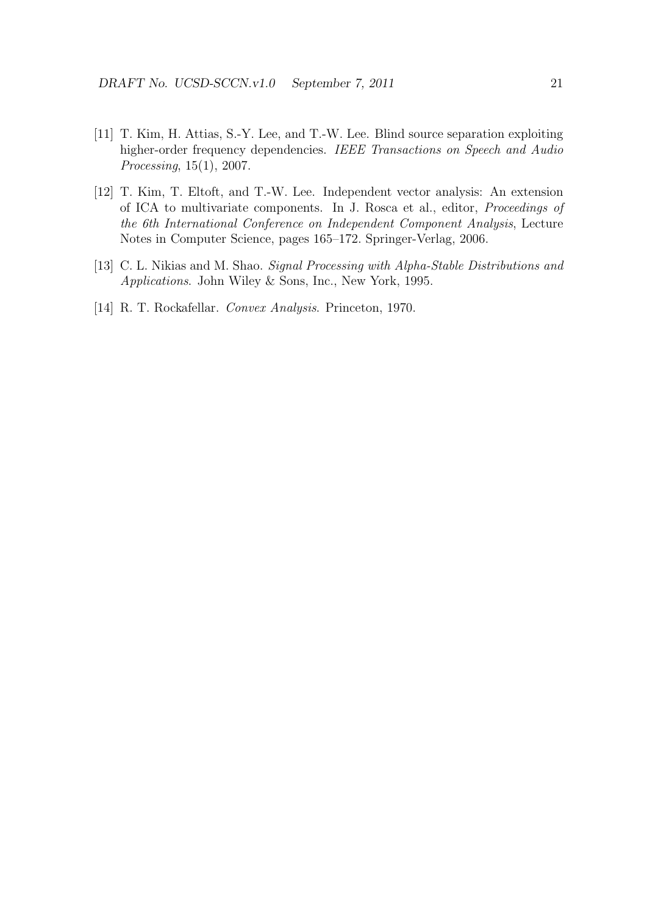[11] T. Kim, H. Attias, S.-Y. Lee, and T.-W. Lee. Blind source separation exploiting higher-order frequency dependencies. *IEEE Transactions on Speech and Audio Processing*, 15(1), 2007.

[12] T. Kim, T. Eltoft, and T.-W. Lee. Independent vector analysis: An extension of ICA to multivariate components. In J. Rosca et al., editor, *Proceedings of the 6th International Conference on Independent Component Analysis*, Lecture Notes in Computer Science, pages 165–172. Springer-Verlag, 2006.

[13] C. L. Nikias and M. Shao. *Signal Processing with Alpha-Stable Distributions and Applications*. John Wiley & Sons, Inc., New York, 1995.

[14] R. T. Rockafellar. *Convex Analysis*. Princeton, 1970.